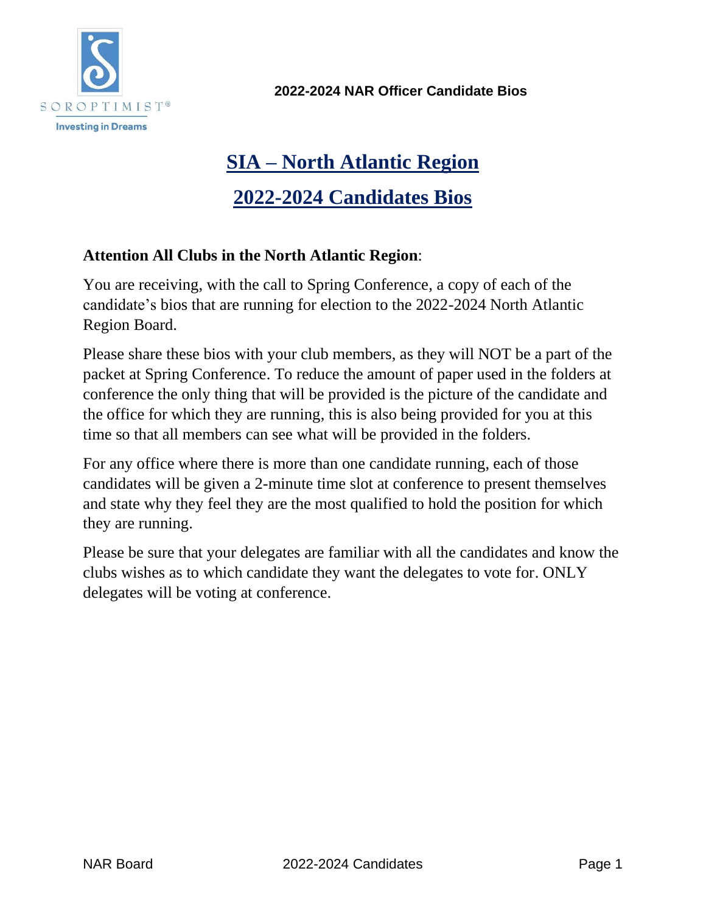# SIA – North Atlantic Region

# 2022-2024 Candidates Bios

**Attention All Clubs in the North Atlantic Region**:

You are receiving, with the call to Spring Conference, a copy of each of the candidate's bios that are running for election to the 2022-2024 North Atlantic Region Board.

Please share these bios with your club members, as they will NOT be a part of the packet at Spring Conference. To reduce the amount of paper used in the folders at conference the only thing that will be provided is the picture of the candidate and the office for which they are running, this is also being provided for you at this time so that all members can see what will be provided in the folders.

For any office where there is more than one candidate running, each of those candidates will be given a 2-minute time slot at conference to present themselves and state why they feel they are the most qualified to hold the position for which they are running.

Please be sure that your delegates are familiar with all the candidates and know the clubs wishes as to which candidate they want the delegates to vote for. ONLY delegates will be voting at conference.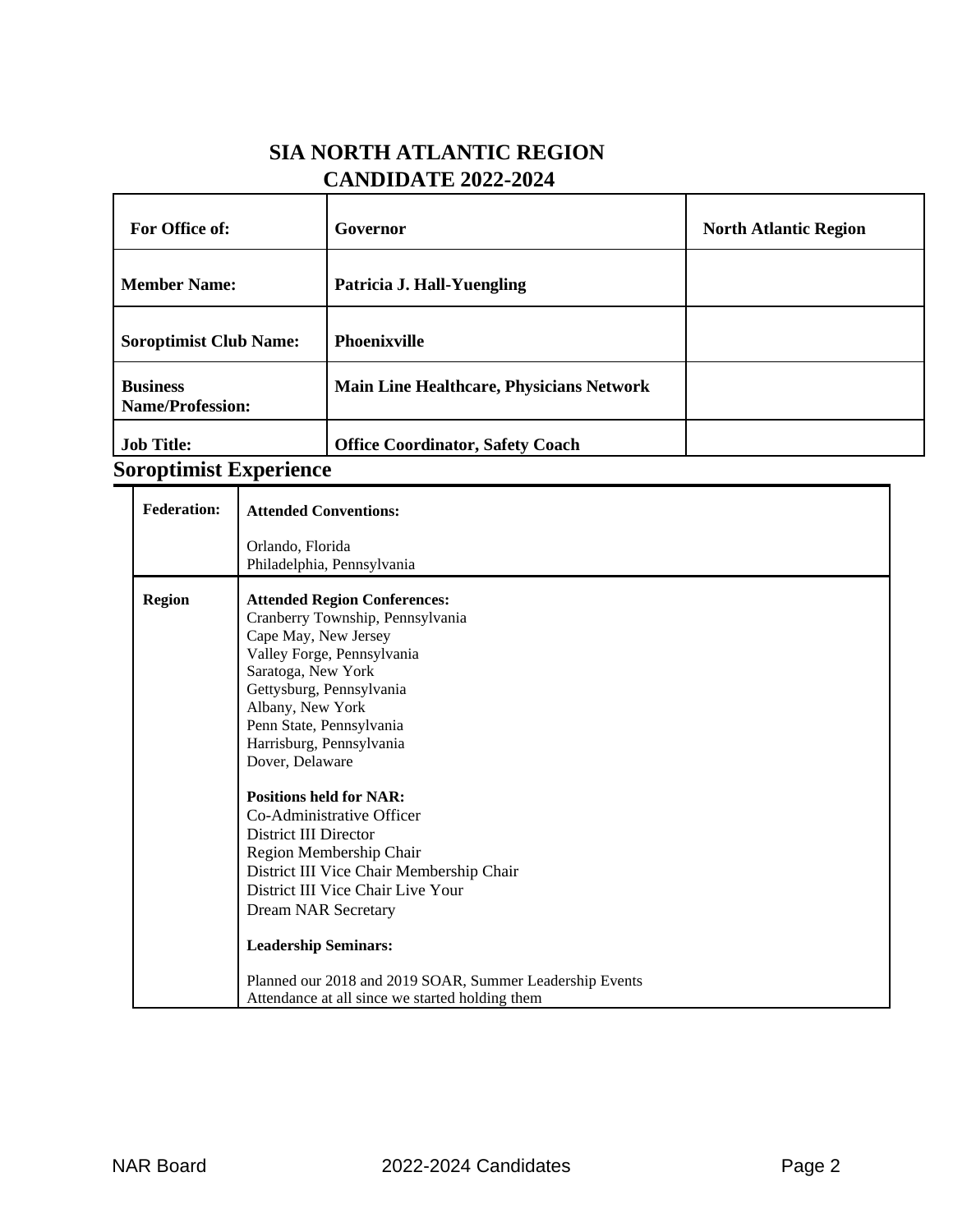# SIA NORTH ATLANTIC REGION
# CANDIDATE 2022-2024

| For Office of: | Governor | North Atlantic Region |
|---|---|---|
| Member Name: | Patricia J. Hall-Yuengling | |
| Soroptimist Club Name: | Phoenixville | |
| Business Name/Profession: | Main Line Healthcare, Physicians Network | |
| Job Title: | Office Coordinator, Safety Coach | |

## Soroptimist Experience

| | |
|---|---|
| **Federation:** | **Attended Conventions:**<br><br>Orlando, Florida<br>Philadelphia, Pennsylvania |
| **Region** | **Attended Region Conferences:**<br>Cranberry Township, Pennsylvania<br>Cape May, New Jersey<br>Valley Forge, Pennsylvania<br>Saratoga, New York<br>Gettysburg, Pennsylvania<br>Albany, New York<br>Penn State, Pennsylvania<br>Harrisburg, Pennsylvania<br>Dover, Delaware<br><br>**Positions held for NAR:**<br>Co-Administrative Officer<br>District III Director<br>Region Membership Chair<br>District III Vice Chair Membership Chair<br>District III Vice Chair Live Your<br>Dream NAR Secretary<br><br>**Leadership Seminars:**<br><br>Planned our 2018 and 2019 SOAR, Summer Leadership Events<br>Attendance at all since we started holding them |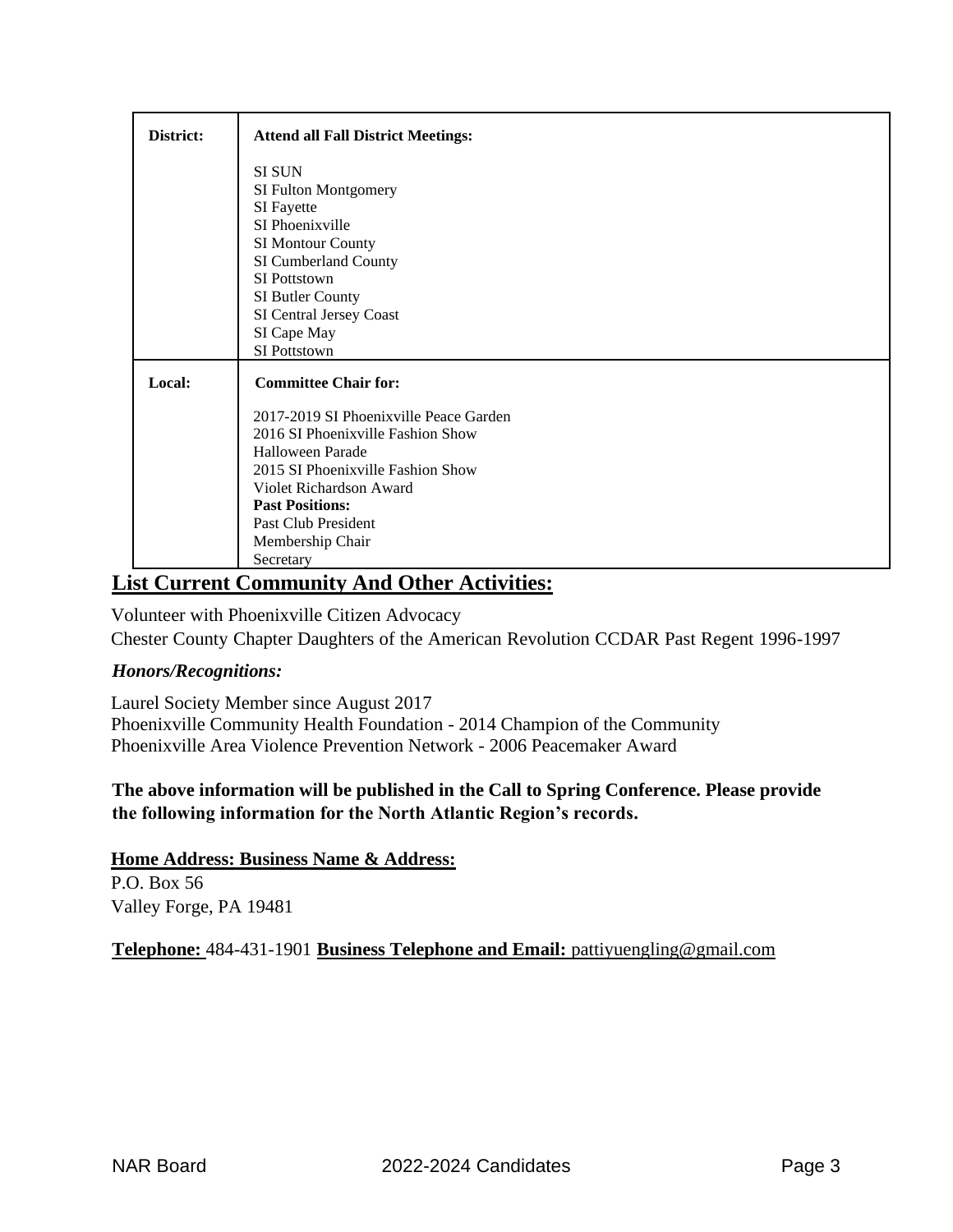| | |
|---|---|
| **District:** | **Attend all Fall District Meetings:**<br><br>SI SUN<br>SI Fulton Montgomery<br>SI Fayette<br>SI Phoenixville<br>SI Montour County<br>SI Cumberland County<br>SI Pottstown<br>SI Butler County<br>SI Central Jersey Coast<br>SI Cape May<br>SI Pottstown |
| **Local:** | **Committee Chair for:**<br><br>2017-2019 SI Phoenixville Peace Garden<br>2016 SI Phoenixville Fashion Show<br>Halloween Parade<br>2015 SI Phoenixville Fashion Show<br>Violet Richardson Award<br>**Past Positions:**<br>Past Club President<br>Membership Chair<br>Secretary |

## List Current Community And Other Activities:

Volunteer with Phoenixville Citizen Advocacy
Chester County Chapter Daughters of the American Revolution CCDAR Past Regent 1996-1997

### *Honors/Recognitions:*

Laurel Society Member since August 2017
Phoenixville Community Health Foundation - 2014 Champion of the Community
Phoenixville Area Violence Prevention Network - 2006 Peacemaker Award

**The above information will be published in the Call to Spring Conference. Please provide the following information for the North Atlantic Region's records.**

**Home Address: Business Name & Address:**
P.O. Box 56
Valley Forge, PA 19481

**Telephone:** 484-431-1901 **Business Telephone and Email:** pattiyuengling@gmail.com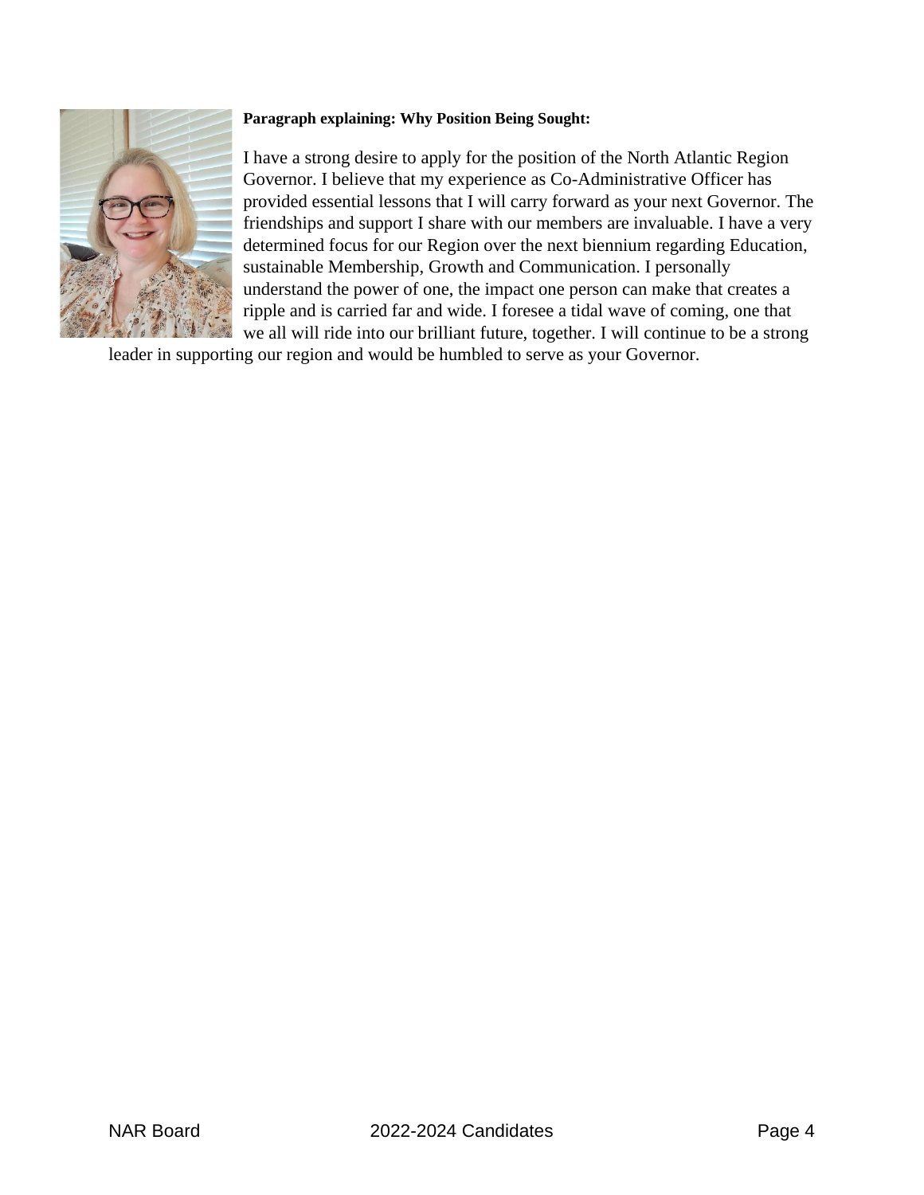**Paragraph explaining: Why Position Being Sought:**

I have a strong desire to apply for the position of the North Atlantic Region Governor. I believe that my experience as Co-Administrative Officer has provided essential lessons that I will carry forward as your next Governor. The friendships and support I share with our members are invaluable. I have a very determined focus for our Region over the next biennium regarding Education, sustainable Membership, Growth and Communication. I personally understand the power of one, the impact one person can make that creates a ripple and is carried far and wide. I foresee a tidal wave of coming, one that we all will ride into our brilliant future, together. I will continue to be a strong leader in supporting our region and would be humbled to serve as your Governor.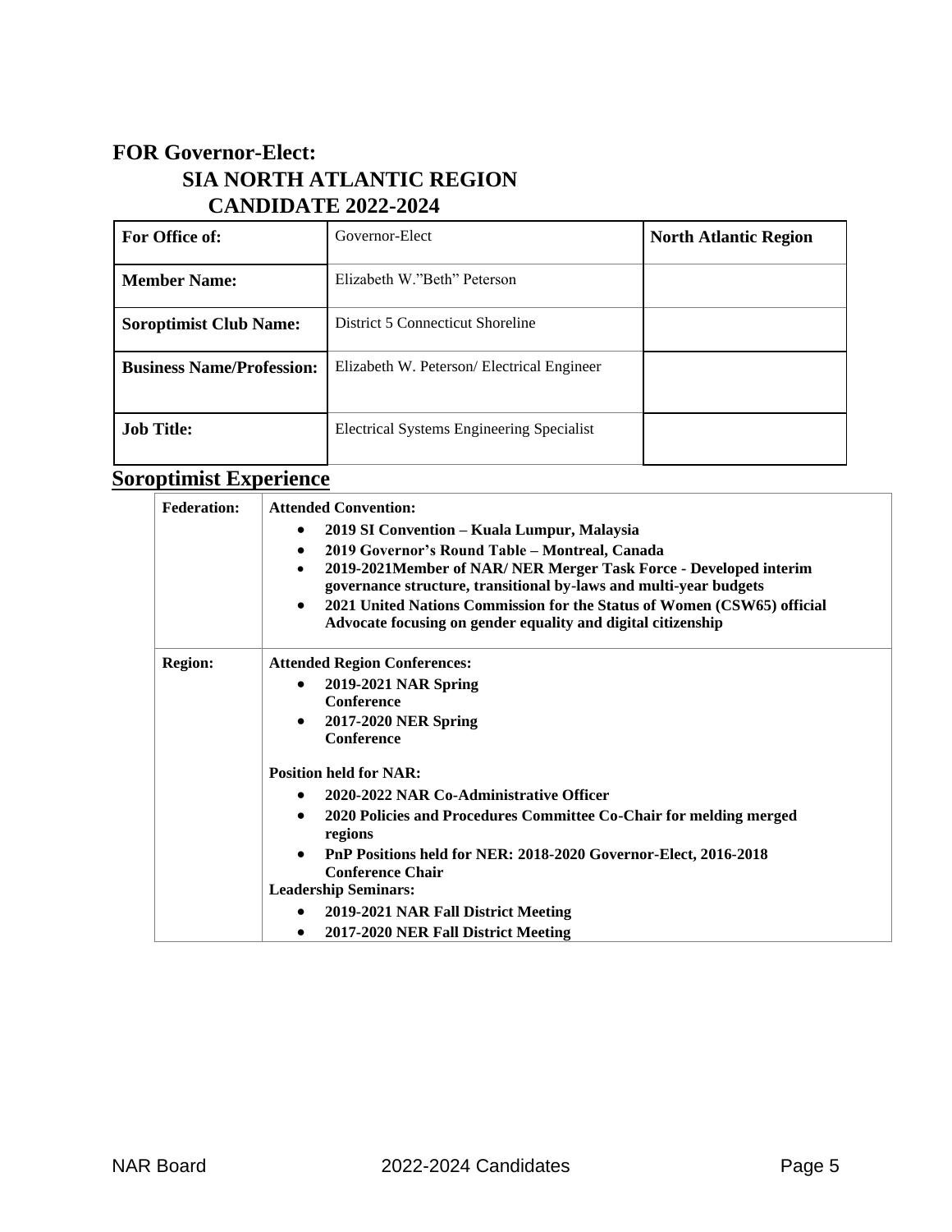## FOR Governor-Elect:

### SIA NORTH ATLANTIC REGION CANDIDATE 2022-2024

| **For Office of:** | Governor-Elect | **North Atlantic Region** |
|---|---|---|
| **Member Name:** | Elizabeth W."Beth" Peterson | |
| **Soroptimist Club Name:** | District 5 Connecticut Shoreline | |
| **Business Name/Profession:** | Elizabeth W. Peterson/ Electrical Engineer | |
| **Job Title:** | Electrical Systems Engineering Specialist | |

## Soroptimist Experience

| | |
|---|---|
| **Federation:** | **Attended Convention:**<br>• **2019 SI Convention – Kuala Lumpur, Malaysia**<br>• **2019 Governor's Round Table – Montreal, Canada**<br>• **2019-2021Member of NAR/ NER Merger Task Force - Developed interim governance structure, transitional by-laws and multi-year budgets**<br>• **2021 United Nations Commission for the Status of Women (CSW65) official Advocate focusing on gender equality and digital citizenship** |
| **Region:** | **Attended Region Conferences:**<br>• **2019-2021 NAR Spring Conference**<br>• **2017-2020 NER Spring Conference**<br><br>**Position held for NAR:**<br>• **2020-2022 NAR Co-Administrative Officer**<br>• **2020 Policies and Procedures Committee Co-Chair for melding merged regions**<br>• **PnP Positions held for NER: 2018-2020 Governor-Elect, 2016-2018 Conference Chair**<br>**Leadership Seminars:**<br>• **2019-2021 NAR Fall District Meeting**<br>• **2017-2020 NER Fall District Meeting** |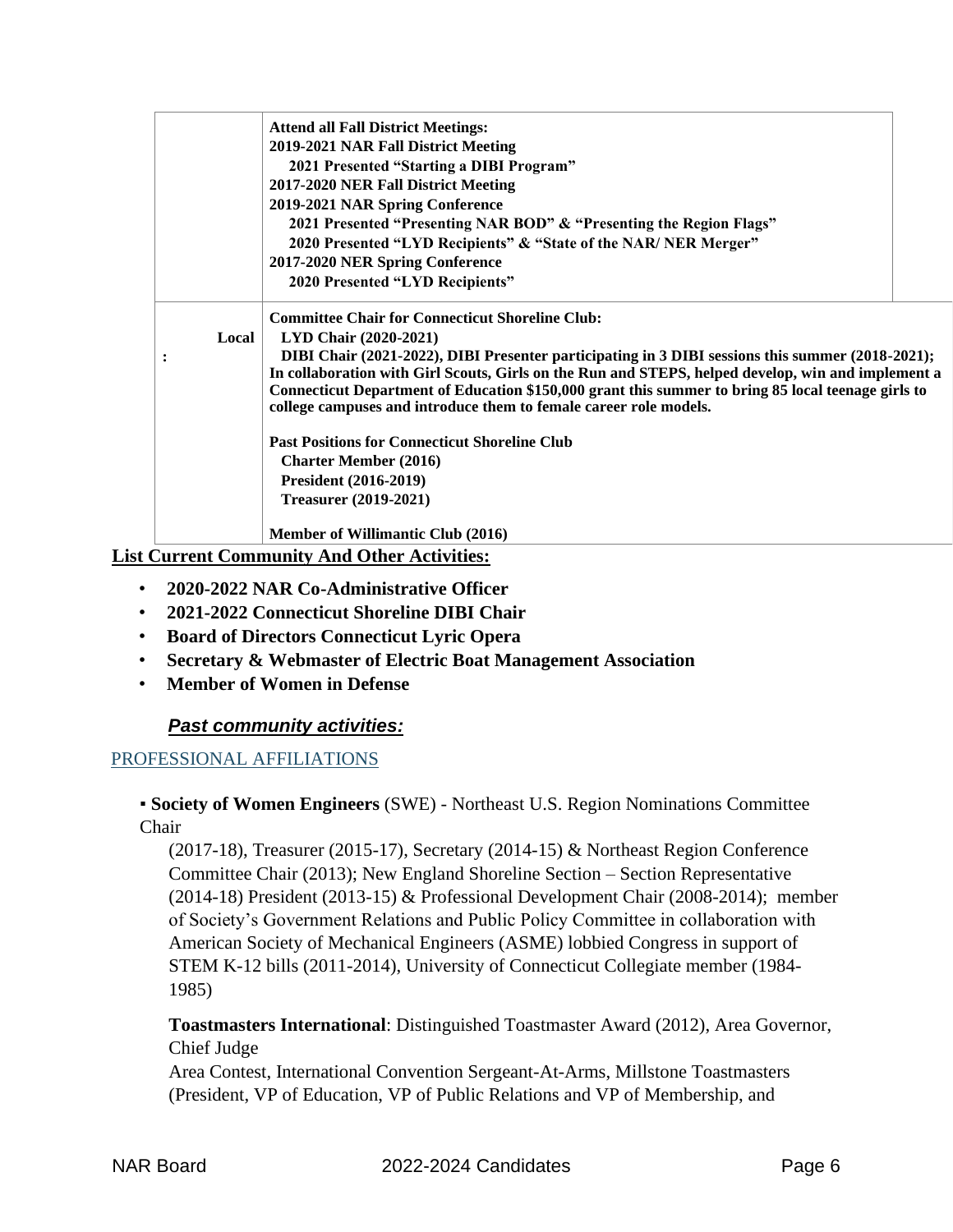| | |
|---|---|
| | **Attend all Fall District Meetings:**<br>**2019-2021 NAR Fall District Meeting**<br>**2021 Presented "Starting a DIBI Program"**<br>**2017-2020 NER Fall District Meeting**<br>**2019-2021 NAR Spring Conference**<br>**2021 Presented "Presenting NAR BOD" & "Presenting the Region Flags"**<br>**2020 Presented "LYD Recipients" & "State of the NAR/ NER Merger"**<br>**2017-2020 NER Spring Conference**<br>**2020 Presented "LYD Recipients"** |
| **Local:** | **Committee Chair for Connecticut Shoreline Club:**<br>**LYD Chair (2020-2021)**<br>**DIBI Chair (2021-2022), DIBI Presenter participating in 3 DIBI sessions this summer (2018-2021); In collaboration with Girl Scouts, Girls on the Run and STEPS, helped develop, win and implement a Connecticut Department of Education $150,000 grant this summer to bring 85 local teenage girls to college campuses and introduce them to female career role models.**<br><br>**Past Positions for Connecticut Shoreline Club**<br>**Charter Member (2016)**<br>**President (2016-2019)**<br>**Treasurer (2019-2021)**<br><br>**Member of Willimantic Club (2016)** |

**List Current Community And Other Activities:**

- **2020-2022 NAR Co-Administrative Officer**
- **2021-2022 Connecticut Shoreline DIBI Chair**
- **Board of Directors Connecticut Lyric Opera**
- **Secretary & Webmaster of Electric Boat Management Association**
- **Member of Women in Defense**

***Past community activities:***

PROFESSIONAL AFFILIATIONS

▪ **Society of Women Engineers** (SWE) - Northeast U.S. Region Nominations Committee Chair (2017-18), Treasurer (2015-17), Secretary (2014-15) & Northeast Region Conference Committee Chair (2013); New England Shoreline Section – Section Representative (2014-18) President (2013-15) & Professional Development Chair (2008-2014); member of Society's Government Relations and Public Policy Committee in collaboration with American Society of Mechanical Engineers (ASME) lobbied Congress in support of STEM K-12 bills (2011-2014), University of Connecticut Collegiate member (1984-1985)

**Toastmasters International**: Distinguished Toastmaster Award (2012), Area Governor, Chief Judge Area Contest, International Convention Sergeant-At-Arms, Millstone Toastmasters (President, VP of Education, VP of Public Relations and VP of Membership, and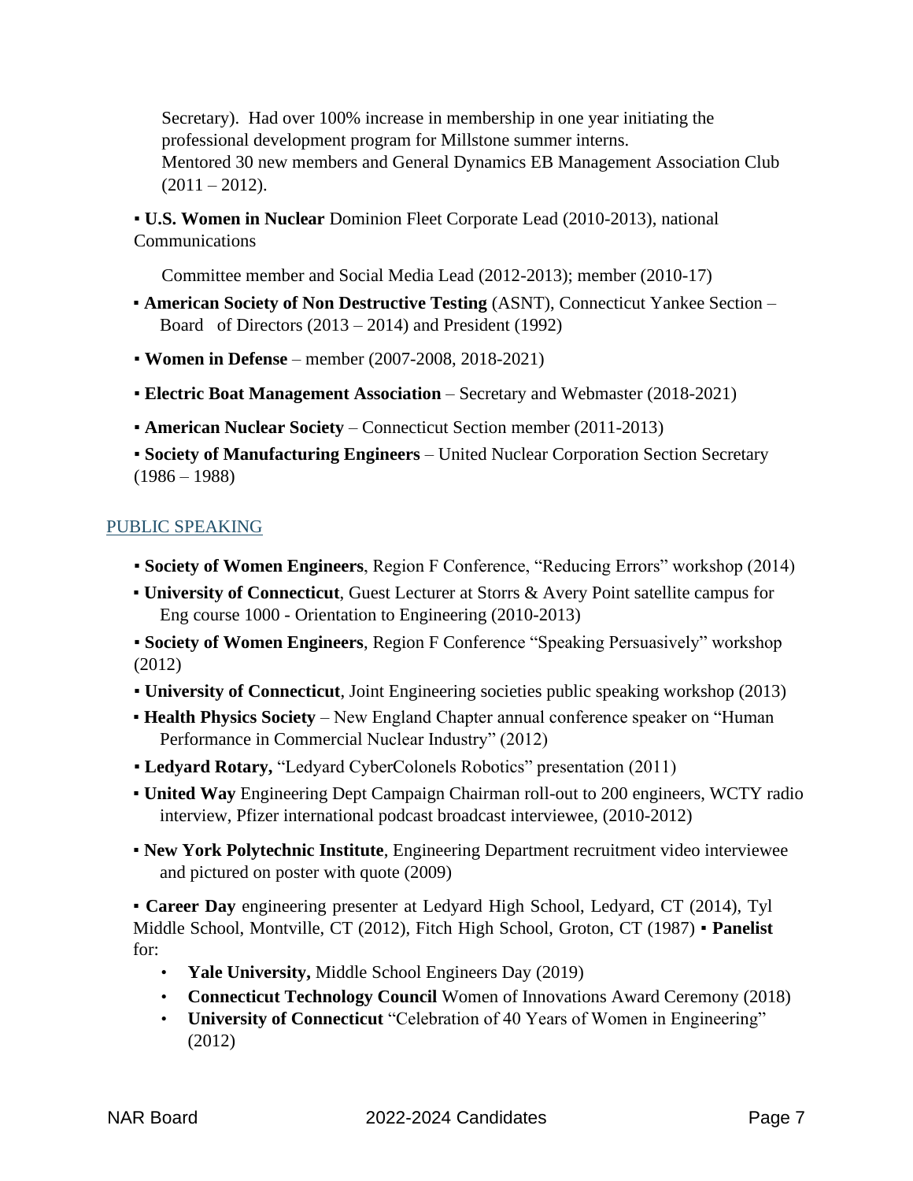Secretary). Had over 100% increase in membership in one year initiating the professional development program for Millstone summer interns.
Mentored 30 new members and General Dynamics EB Management Association Club (2011 – 2012).

▪ **U.S. Women in Nuclear** Dominion Fleet Corporate Lead (2010-2013), national Communications Committee member and Social Media Lead (2012-2013); member (2010-17)

▪ **American Society of Non Destructive Testing** (ASNT), Connecticut Yankee Section – Board of Directors (2013 – 2014) and President (1992)

▪ **Women in Defense** – member (2007-2008, 2018-2021)

▪ **Electric Boat Management Association** – Secretary and Webmaster (2018-2021)

▪ **American Nuclear Society** – Connecticut Section member (2011-2013)

▪ **Society of Manufacturing Engineers** – United Nuclear Corporation Section Secretary (1986 – 1988)

## PUBLIC SPEAKING

▪ **Society of Women Engineers**, Region F Conference, "Reducing Errors" workshop (2014)

▪ **University of Connecticut**, Guest Lecturer at Storrs & Avery Point satellite campus for Eng course 1000 - Orientation to Engineering (2010-2013)

▪ **Society of Women Engineers**, Region F Conference "Speaking Persuasively" workshop (2012)

▪ **University of Connecticut**, Joint Engineering societies public speaking workshop (2013)

▪ **Health Physics Society** – New England Chapter annual conference speaker on "Human Performance in Commercial Nuclear Industry" (2012)

▪ **Ledyard Rotary,** "Ledyard CyberColonels Robotics" presentation (2011)

▪ **United Way** Engineering Dept Campaign Chairman roll-out to 200 engineers, WCTY radio interview, Pfizer international podcast broadcast interviewee, (2010-2012)

▪ **New York Polytechnic Institute**, Engineering Department recruitment video interviewee and pictured on poster with quote (2009)

▪ **Career Day** engineering presenter at Ledyard High School, Ledyard, CT (2014), Tyl Middle School, Montville, CT (2012), Fitch High School, Groton, CT (1987)

▪ **Panelist** for:

- **Yale University,** Middle School Engineers Day (2019)
- **Connecticut Technology Council** Women of Innovations Award Ceremony (2018)
- **University of Connecticut** "Celebration of 40 Years of Women in Engineering" (2012)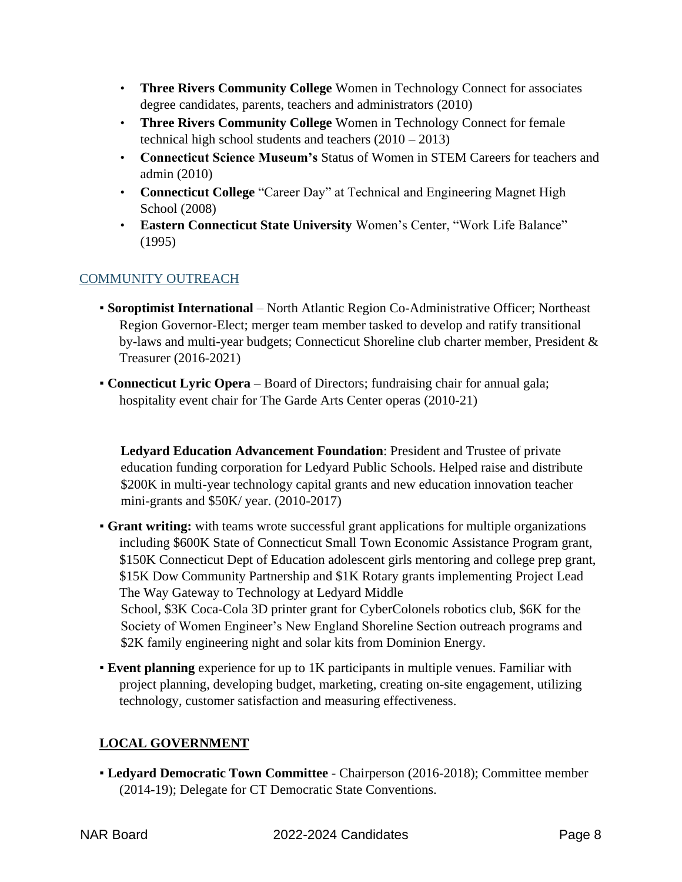- **Three Rivers Community College** Women in Technology Connect for associates degree candidates, parents, teachers and administrators (2010)
- **Three Rivers Community College** Women in Technology Connect for female technical high school students and teachers (2010 – 2013)
- **Connecticut Science Museum's** Status of Women in STEM Careers for teachers and admin (2010)
- **Connecticut College** "Career Day" at Technical and Engineering Magnet High School (2008)
- **Eastern Connecticut State University** Women's Center, "Work Life Balance" (1995)

## COMMUNITY OUTREACH

- **Soroptimist International** – North Atlantic Region Co-Administrative Officer; Northeast Region Governor-Elect; merger team member tasked to develop and ratify transitional by-laws and multi-year budgets; Connecticut Shoreline club charter member, President & Treasurer (2016-2021)
- **Connecticut Lyric Opera** – Board of Directors; fundraising chair for annual gala; hospitality event chair for The Garde Arts Center operas (2010-21)

**Ledyard Education Advancement Foundation**: President and Trustee of private education funding corporation for Ledyard Public Schools. Helped raise and distribute $200K in multi-year technology capital grants and new education innovation teacher mini-grants and $50K/ year. (2010-2017)

- **Grant writing:** with teams wrote successful grant applications for multiple organizations including $600K State of Connecticut Small Town Economic Assistance Program grant, $150K Connecticut Dept of Education adolescent girls mentoring and college prep grant, $15K Dow Community Partnership and $1K Rotary grants implementing Project Lead The Way Gateway to Technology at Ledyard Middle School, $3K Coca-Cola 3D printer grant for CyberColonels robotics club, $6K for the Society of Women Engineer's New England Shoreline Section outreach programs and $2K family engineering night and solar kits from Dominion Energy.
- **Event planning** experience for up to 1K participants in multiple venues. Familiar with project planning, developing budget, marketing, creating on-site engagement, utilizing technology, customer satisfaction and measuring effectiveness.

## LOCAL GOVERNMENT

- **Ledyard Democratic Town Committee** - Chairperson (2016-2018); Committee member (2014-19); Delegate for CT Democratic State Conventions.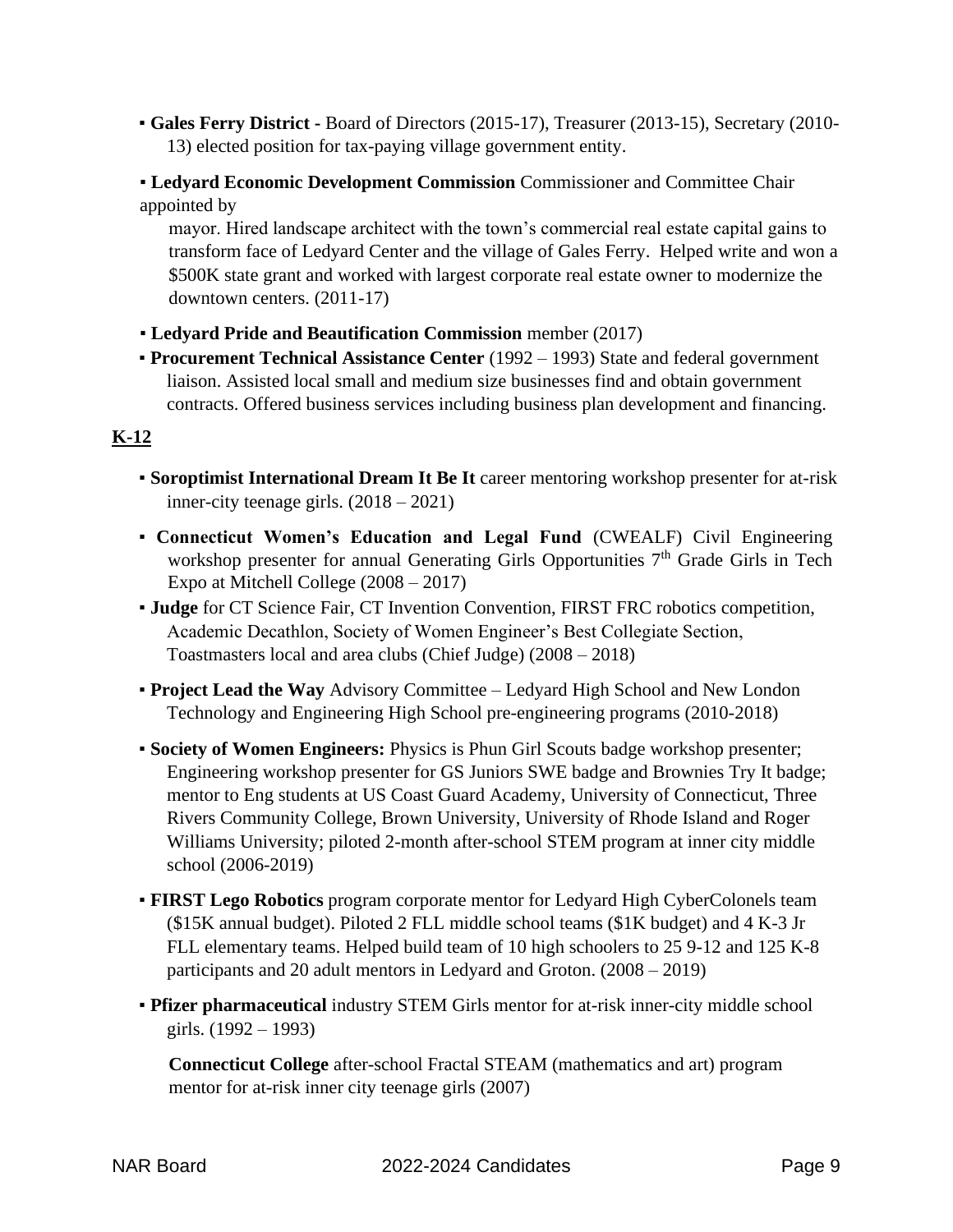- **Gales Ferry District -** Board of Directors (2015-17), Treasurer (2013-15), Secretary (2010-13) elected position for tax-paying village government entity.
- **Ledyard Economic Development Commission** Commissioner and Committee Chair appointed by mayor. Hired landscape architect with the town's commercial real estate capital gains to transform face of Ledyard Center and the village of Gales Ferry. Helped write and won a \$500K state grant and worked with largest corporate real estate owner to modernize the downtown centers. (2011-17)
- **Ledyard Pride and Beautification Commission** member (2017)
- **Procurement Technical Assistance Center** (1992 – 1993) State and federal government liaison. Assisted local small and medium size businesses find and obtain government contracts. Offered business services including business plan development and financing.

## K-12

- **Soroptimist International Dream It Be It** career mentoring workshop presenter for at-risk inner-city teenage girls. (2018 – 2021)
- **Connecticut Women's Education and Legal Fund** (CWEALF) Civil Engineering workshop presenter for annual Generating Girls Opportunities 7th Grade Girls in Tech Expo at Mitchell College (2008 – 2017)
- **Judge** for CT Science Fair, CT Invention Convention, FIRST FRC robotics competition, Academic Decathlon, Society of Women Engineer's Best Collegiate Section, Toastmasters local and area clubs (Chief Judge) (2008 – 2018)
- **Project Lead the Way** Advisory Committee – Ledyard High School and New London Technology and Engineering High School pre-engineering programs (2010-2018)
- **Society of Women Engineers:** Physics is Phun Girl Scouts badge workshop presenter; Engineering workshop presenter for GS Juniors SWE badge and Brownies Try It badge; mentor to Eng students at US Coast Guard Academy, University of Connecticut, Three Rivers Community College, Brown University, University of Rhode Island and Roger Williams University; piloted 2-month after-school STEM program at inner city middle school (2006-2019)
- **FIRST Lego Robotics** program corporate mentor for Ledyard High CyberColonels team (\$15K annual budget). Piloted 2 FLL middle school teams (\$1K budget) and 4 K-3 Jr FLL elementary teams. Helped build team of 10 high schoolers to 25 9-12 and 125 K-8 participants and 20 adult mentors in Ledyard and Groton. (2008 – 2019)
- **Pfizer pharmaceutical** industry STEM Girls mentor for at-risk inner-city middle school girls. (1992 – 1993)

**Connecticut College** after-school Fractal STEAM (mathematics and art) program mentor for at-risk inner city teenage girls (2007)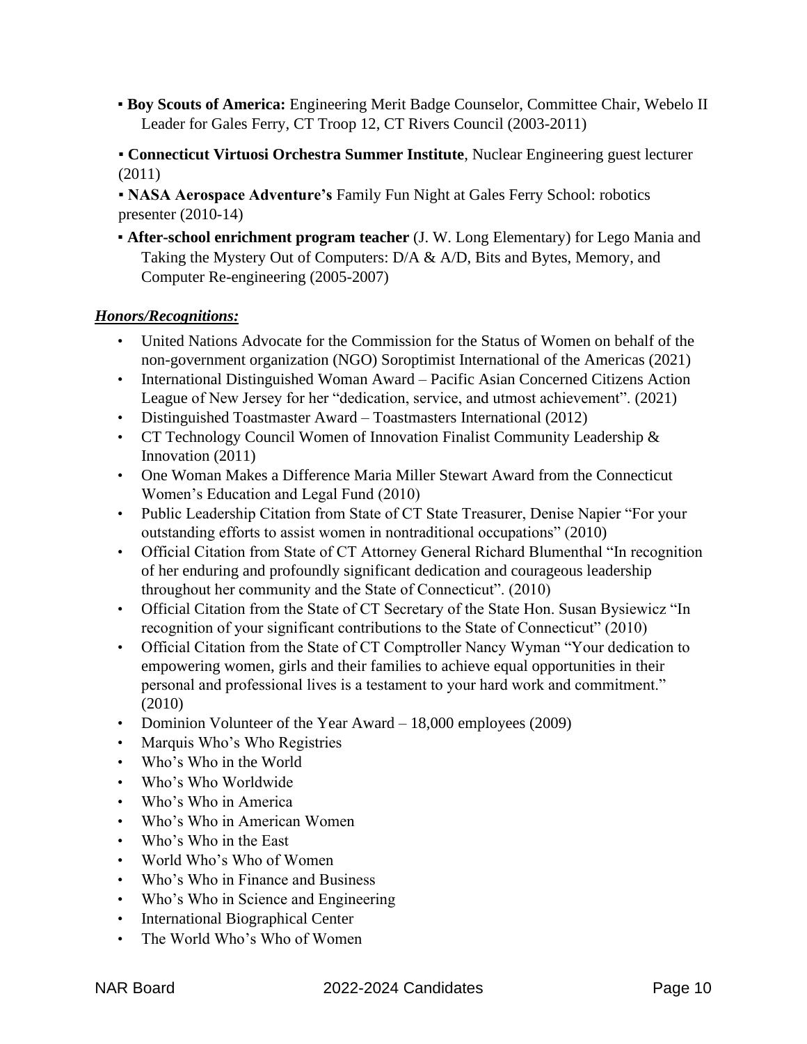- **Boy Scouts of America:** Engineering Merit Badge Counselor, Committee Chair, Webelo II Leader for Gales Ferry, CT Troop 12, CT Rivers Council (2003-2011)
- **Connecticut Virtuosi Orchestra Summer Institute**, Nuclear Engineering guest lecturer (2011)
- **NASA Aerospace Adventure's** Family Fun Night at Gales Ferry School: robotics presenter (2010-14)
- **After-school enrichment program teacher** (J. W. Long Elementary) for Lego Mania and Taking the Mystery Out of Computers: D/A & A/D, Bits and Bytes, Memory, and Computer Re-engineering (2005-2007)

***Honors/Recognitions:***

- United Nations Advocate for the Commission for the Status of Women on behalf of the non-government organization (NGO) Soroptimist International of the Americas (2021)
- International Distinguished Woman Award – Pacific Asian Concerned Citizens Action League of New Jersey for her "dedication, service, and utmost achievement". (2021)
- Distinguished Toastmaster Award – Toastmasters International (2012)
- CT Technology Council Women of Innovation Finalist Community Leadership & Innovation (2011)
- One Woman Makes a Difference Maria Miller Stewart Award from the Connecticut Women's Education and Legal Fund (2010)
- Public Leadership Citation from State of CT State Treasurer, Denise Napier "For your outstanding efforts to assist women in nontraditional occupations" (2010)
- Official Citation from State of CT Attorney General Richard Blumenthal "In recognition of her enduring and profoundly significant dedication and courageous leadership throughout her community and the State of Connecticut". (2010)
- Official Citation from the State of CT Secretary of the State Hon. Susan Bysiewicz "In recognition of your significant contributions to the State of Connecticut" (2010)
- Official Citation from the State of CT Comptroller Nancy Wyman "Your dedication to empowering women, girls and their families to achieve equal opportunities in their personal and professional lives is a testament to your hard work and commitment." (2010)
- Dominion Volunteer of the Year Award – 18,000 employees (2009)
- Marquis Who's Who Registries
- Who's Who in the World
- Who's Who Worldwide
- Who's Who in America
- Who's Who in American Women
- Who's Who in the East
- World Who's Who of Women
- Who's Who in Finance and Business
- Who's Who in Science and Engineering
- International Biographical Center
- The World Who's Who of Women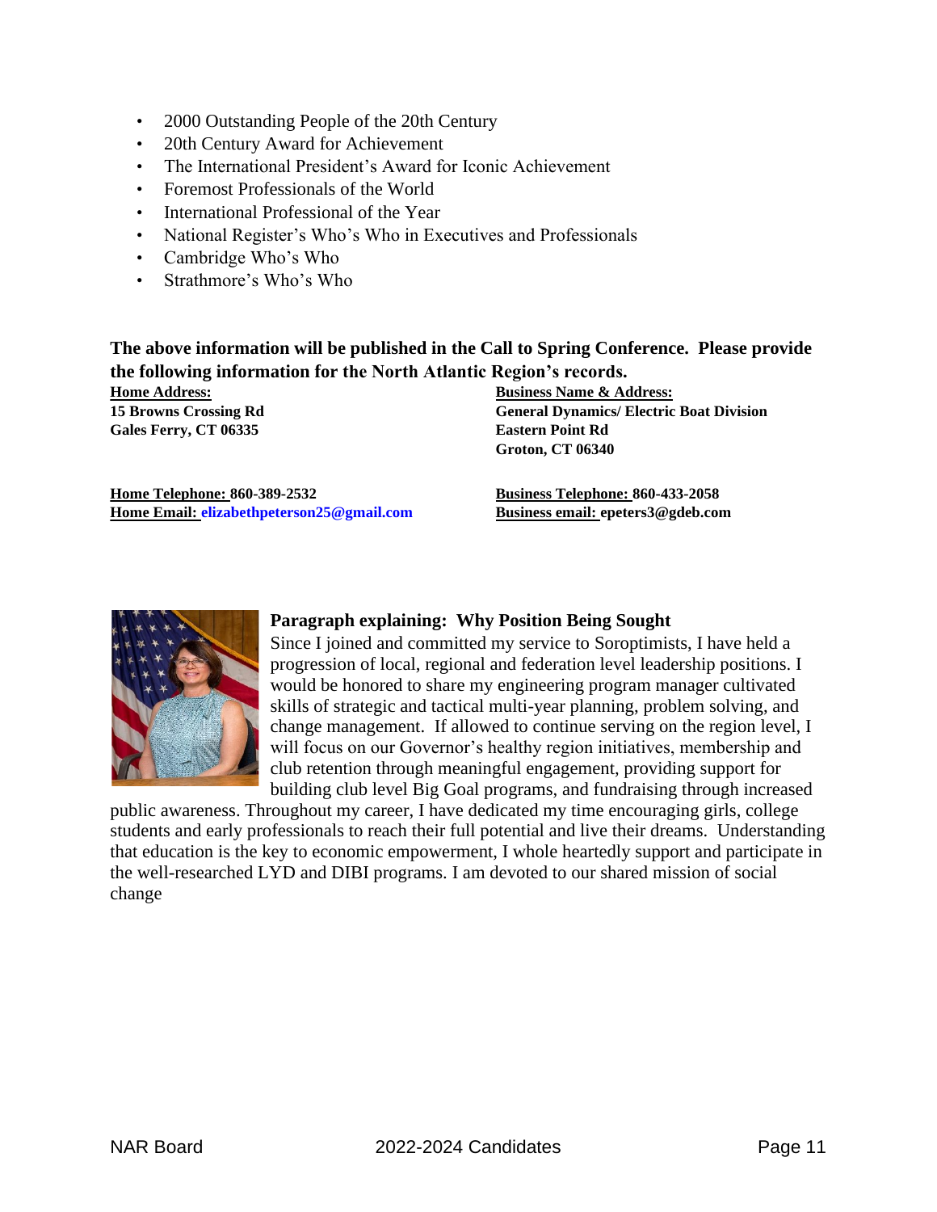- 2000 Outstanding People of the 20th Century
- 20th Century Award for Achievement
- The International President's Award for Iconic Achievement
- Foremost Professionals of the World
- International Professional of the Year
- National Register's Who's Who in Executives and Professionals
- Cambridge Who's Who
- Strathmore's Who's Who

**The above information will be published in the Call to Spring Conference. Please provide the following information for the North Atlantic Region's records.**

**Home Address:**
**15 Browns Crossing Rd**
**Gales Ferry, CT 06335**

**Business Name & Address:**
**General Dynamics/ Electric Boat Division**
**Eastern Point Rd**
**Groton, CT 06340**

**Home Telephone: 860-389-2532**
**Home Email: elizabethpeterson25@gmail.com**

**Business Telephone: 860-433-2058**
**Business email: epeters3@gdeb.com**

**Paragraph explaining: Why Position Being Sought**

Since I joined and committed my service to Soroptimists, I have held a progression of local, regional and federation level leadership positions. I would be honored to share my engineering program manager cultivated skills of strategic and tactical multi-year planning, problem solving, and change management. If allowed to continue serving on the region level, I will focus on our Governor's healthy region initiatives, membership and club retention through meaningful engagement, providing support for building club level Big Goal programs, and fundraising through increased public awareness. Throughout my career, I have dedicated my time encouraging girls, college students and early professionals to reach their full potential and live their dreams. Understanding that education is the key to economic empowerment, I whole heartedly support and participate in the well-researched LYD and DIBI programs. I am devoted to our shared mission of social change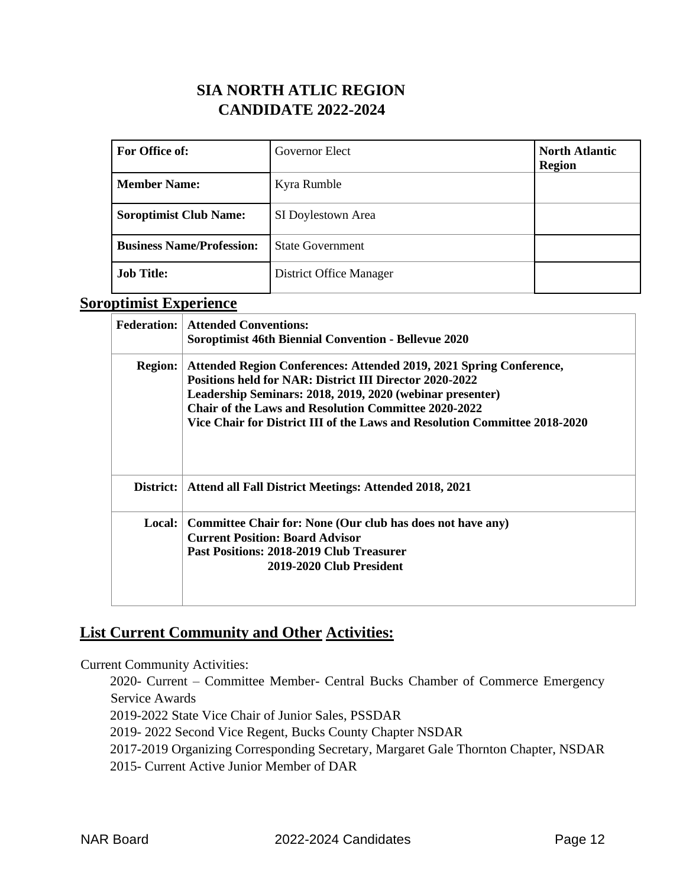# SIA NORTH ATLIC REGION
# CANDIDATE 2022-2024

| For Office of: | Governor Elect | North Atlantic Region |
|---|---|---|
| Member Name: | Kyra Rumble | |
| Soroptimist Club Name: | SI Doylestown Area | |
| Business Name/Profession: | State Government | |
| Job Title: | District Office Manager | |

## Soroptimist Experience

| | |
|---|---|
| **Federation:** | **Attended Conventions:**<br>**Soroptimist 46th Biennial Convention - Bellevue 2020** |
| **Region:** | **Attended Region Conferences: Attended 2019, 2021 Spring Conference,**<br>**Positions held for NAR: District III Director 2020-2022**<br>**Leadership Seminars: 2018, 2019, 2020 (webinar presenter)**<br>**Chair of the Laws and Resolution Committee 2020-2022**<br>**Vice Chair for District III of the Laws and Resolution Committee 2018-2020** |
| **District:** | **Attend all Fall District Meetings: Attended 2018, 2021** |
| **Local:** | **Committee Chair for: None (Our club has does not have any)**<br>**Current Position: Board Advisor**<br>**Past Positions: 2018-2019 Club Treasurer**<br>**2019-2020 Club President** |

## List Current Community and Other Activities:

Current Community Activities:

2020- Current – Committee Member- Central Bucks Chamber of Commerce Emergency Service Awards
2019-2022 State Vice Chair of Junior Sales, PSSDAR
2019- 2022 Second Vice Regent, Bucks County Chapter NSDAR
2017-2019 Organizing Corresponding Secretary, Margaret Gale Thornton Chapter, NSDAR
2015- Current Active Junior Member of DAR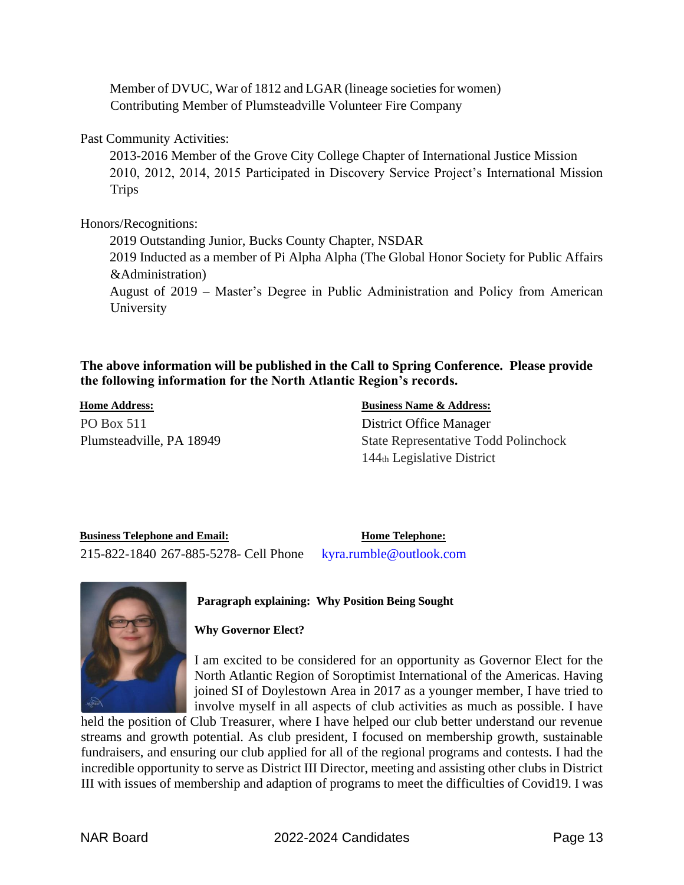Member of DVUC, War of 1812 and LGAR (lineage societies for women)
Contributing Member of Plumsteadville Volunteer Fire Company

Past Community Activities:

2013-2016 Member of the Grove City College Chapter of International Justice Mission
2010, 2012, 2014, 2015 Participated in Discovery Service Project's International Mission Trips

Honors/Recognitions:

2019 Outstanding Junior, Bucks County Chapter, NSDAR
2019 Inducted as a member of Pi Alpha Alpha (The Global Honor Society for Public Affairs &Administration)
August of 2019 – Master's Degree in Public Administration and Policy from American University

**The above information will be published in the Call to Spring Conference. Please provide the following information for the North Atlantic Region's records.**

**Home Address:**
PO Box 511
Plumsteadville, PA 18949

**Business Name & Address:**
District Office Manager
State Representative Todd Polinchock
144th Legislative District

**Business Telephone and Email:**
215-822-1840 267-885-5278- Cell Phone

**Home Telephone:**
kyra.rumble@outlook.com

**Paragraph explaining: Why Position Being Sought**

**Why Governor Elect?**

I am excited to be considered for an opportunity as Governor Elect for the North Atlantic Region of Soroptimist International of the Americas. Having joined SI of Doylestown Area in 2017 as a younger member, I have tried to involve myself in all aspects of club activities as much as possible. I have held the position of Club Treasurer, where I have helped our club better understand our revenue streams and growth potential. As club president, I focused on membership growth, sustainable fundraisers, and ensuring our club applied for all of the regional programs and contests. I had the incredible opportunity to serve as District III Director, meeting and assisting other clubs in District III with issues of membership and adaption of programs to meet the difficulties of Covid19. I was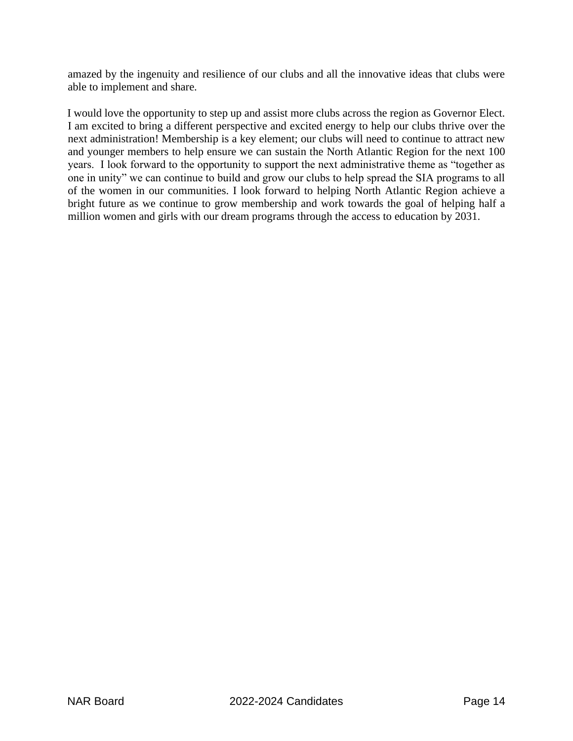amazed by the ingenuity and resilience of our clubs and all the innovative ideas that clubs were able to implement and share.

I would love the opportunity to step up and assist more clubs across the region as Governor Elect. I am excited to bring a different perspective and excited energy to help our clubs thrive over the next administration! Membership is a key element; our clubs will need to continue to attract new and younger members to help ensure we can sustain the North Atlantic Region for the next 100 years. I look forward to the opportunity to support the next administrative theme as "together as one in unity" we can continue to build and grow our clubs to help spread the SIA programs to all of the women in our communities. I look forward to helping North Atlantic Region achieve a bright future as we continue to grow membership and work towards the goal of helping half a million women and girls with our dream programs through the access to education by 2031.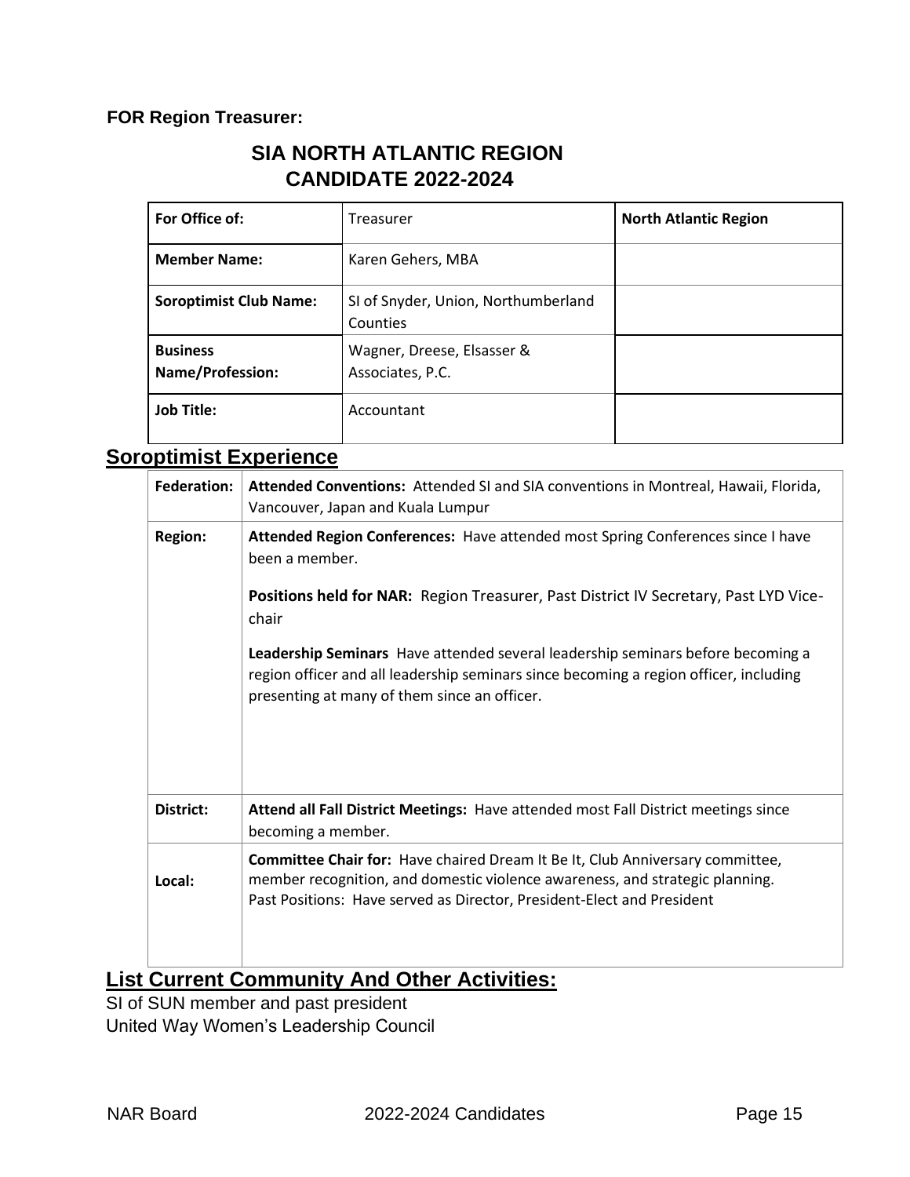**FOR Region Treasurer:**

## SIA NORTH ATLANTIC REGION
## CANDIDATE 2022-2024

| **For Office of:** | Treasurer | **North Atlantic Region** |
|---|---|---|
| **Member Name:** | Karen Gehers, MBA | |
| **Soroptimist Club Name:** | SI of Snyder, Union, Northumberland Counties | |
| **Business Name/Profession:** | Wagner, Dreese, Elsasser & Associates, P.C. | |
| **Job Title:** | Accountant | |

## Soroptimist Experience

| | |
|---|---|
| **Federation:** | **Attended Conventions:** Attended SI and SIA conventions in Montreal, Hawaii, Florida, Vancouver, Japan and Kuala Lumpur |
| **Region:** | **Attended Region Conferences:** Have attended most Spring Conferences since I have been a member.<br><br>**Positions held for NAR:** Region Treasurer, Past District IV Secretary, Past LYD Vice-chair<br><br>**Leadership Seminars** Have attended several leadership seminars before becoming a region officer and all leadership seminars since becoming a region officer, including presenting at many of them since an officer. |
| **District:** | **Attend all Fall District Meetings:** Have attended most Fall District meetings since becoming a member. |
| **Local:** | **Committee Chair for:** Have chaired Dream It Be It, Club Anniversary committee, member recognition, and domestic violence awareness, and strategic planning.<br>Past Positions: Have served as Director, President-Elect and President |

## List Current Community And Other Activities:

SI of SUN member and past president
United Way Women's Leadership Council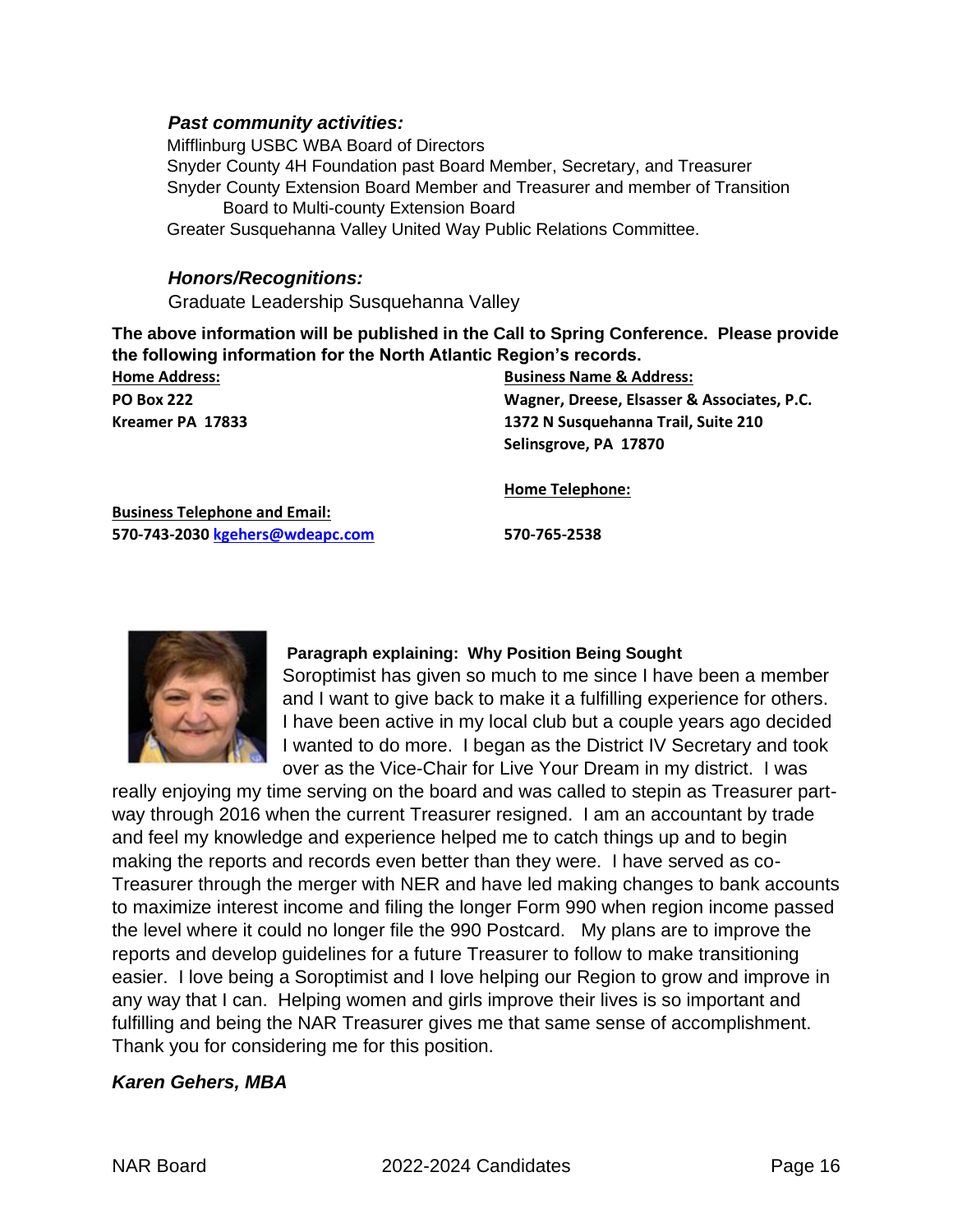### *Past community activities:*

Mifflinburg USBC WBA Board of Directors
Snyder County 4H Foundation past Board Member, Secretary, and Treasurer
Snyder County Extension Board Member and Treasurer and member of Transition Board to Multi-county Extension Board
Greater Susquehanna Valley United Way Public Relations Committee.

### *Honors/Recognitions:*

Graduate Leadership Susquehanna Valley

**The above information will be published in the Call to Spring Conference. Please provide the following information for the North Atlantic Region's records.**

**Home Address:**
**PO Box 222**
**Kreamer PA 17833**

**Business Name & Address:**
**Wagner, Dreese, Elsasser & Associates, P.C.**
**1372 N Susquehanna Trail, Suite 210**
**Selinsgrove, PA 17870**

**Home Telephone:**
**570-765-2538**

**Business Telephone and Email:**
**570-743-2030 kgehers@wdeapc.com**

**Paragraph explaining: Why Position Being Sought**

Soroptimist has given so much to me since I have been a member and I want to give back to make it a fulfilling experience for others. I have been active in my local club but a couple years ago decided I wanted to do more. I began as the District IV Secretary and took over as the Vice-Chair for Live Your Dream in my district. I was really enjoying my time serving on the board and was called to stepin as Treasurer part-way through 2016 when the current Treasurer resigned. I am an accountant by trade and feel my knowledge and experience helped me to catch things up and to begin making the reports and records even better than they were. I have served as co-Treasurer through the merger with NER and have led making changes to bank accounts to maximize interest income and filing the longer Form 990 when region income passed the level where it could no longer file the 990 Postcard. My plans are to improve the reports and develop guidelines for a future Treasurer to follow to make transitioning easier. I love being a Soroptimist and I love helping our Region to grow and improve in any way that I can. Helping women and girls improve their lives is so important and fulfilling and being the NAR Treasurer gives me that same sense of accomplishment. Thank you for considering me for this position.

***Karen Gehers, MBA***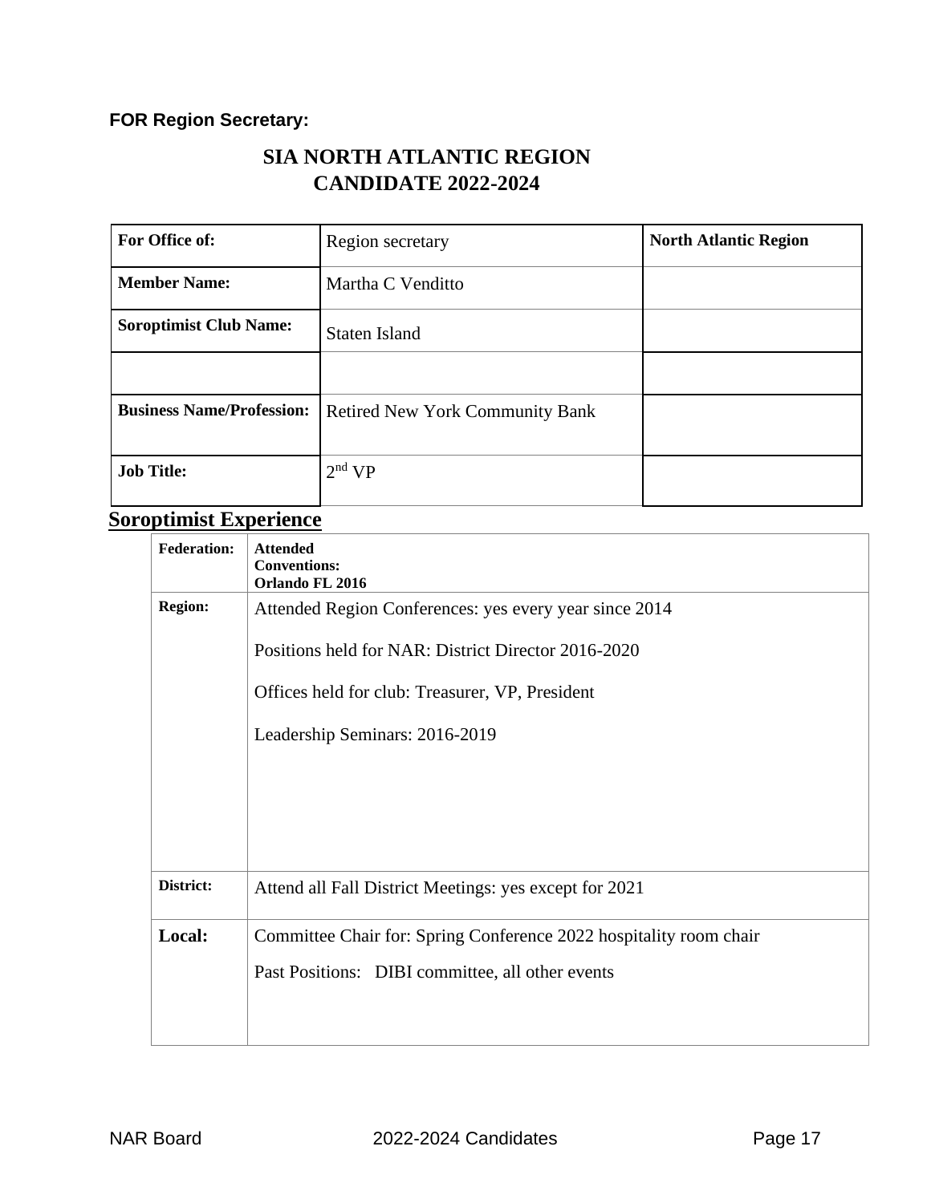**FOR Region Secretary:**

# SIA NORTH ATLANTIC REGION
# CANDIDATE 2022-2024

| **For Office of:** | Region secretary | **North Atlantic Region** |
|---|---|---|
| **Member Name:** | Martha C Venditto | |
| **Soroptimist Club Name:** | Staten Island | |
| | | |
| **Business Name/Profession:** | Retired New York Community Bank | |
| **Job Title:** | 2nd VP | |

## Soroptimist Experience

| | |
|---|---|
| **Federation:** | **Attended Conventions: Orlando FL 2016** |
| **Region:** | Attended Region Conferences: yes every year since 2014<br><br>Positions held for NAR: District Director 2016-2020<br><br>Offices held for club: Treasurer, VP, President<br><br>Leadership Seminars: 2016-2019 |
| **District:** | Attend all Fall District Meetings: yes except for 2021 |
| **Local:** | Committee Chair for: Spring Conference 2022 hospitality room chair<br><br>Past Positions: DIBI committee, all other events |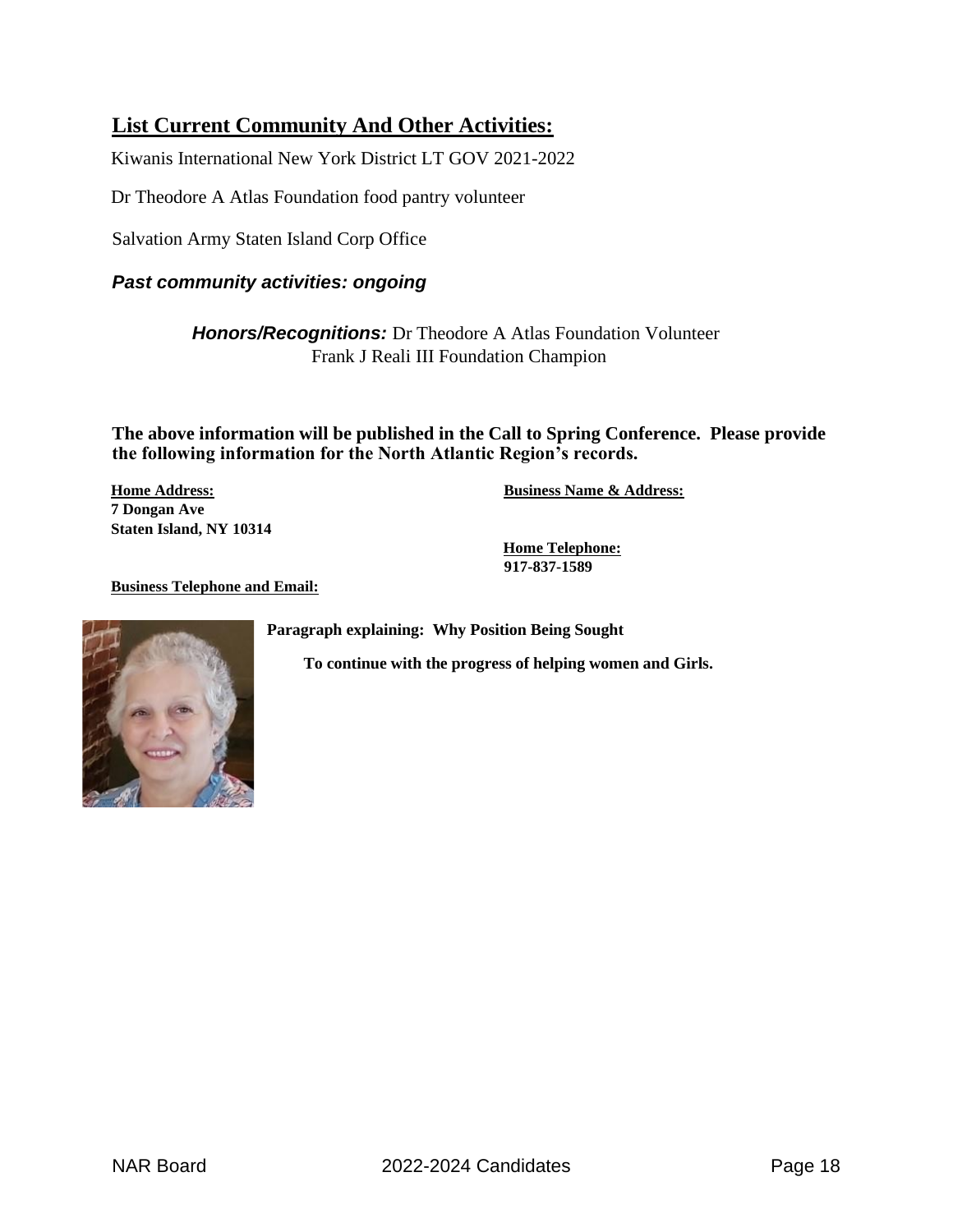## List Current Community And Other Activities:

Kiwanis International New York District LT GOV 2021-2022

Dr Theodore A Atlas Foundation food pantry volunteer

Salvation Army Staten Island Corp Office

***Past community activities: ongoing***

***Honors/Recognitions:*** Dr Theodore A Atlas Foundation Volunteer
Frank J Reali III Foundation Champion

**The above information will be published in the Call to Spring Conference. Please provide the following information for the North Atlantic Region's records.**

**Home Address:**
**7 Dongan Ave**
**Staten Island, NY 10314**

**Business Name & Address:**

**Home Telephone:**
**917-837-1589**

**Business Telephone and Email:**

**Paragraph explaining: Why Position Being Sought**

**To continue with the progress of helping women and Girls.**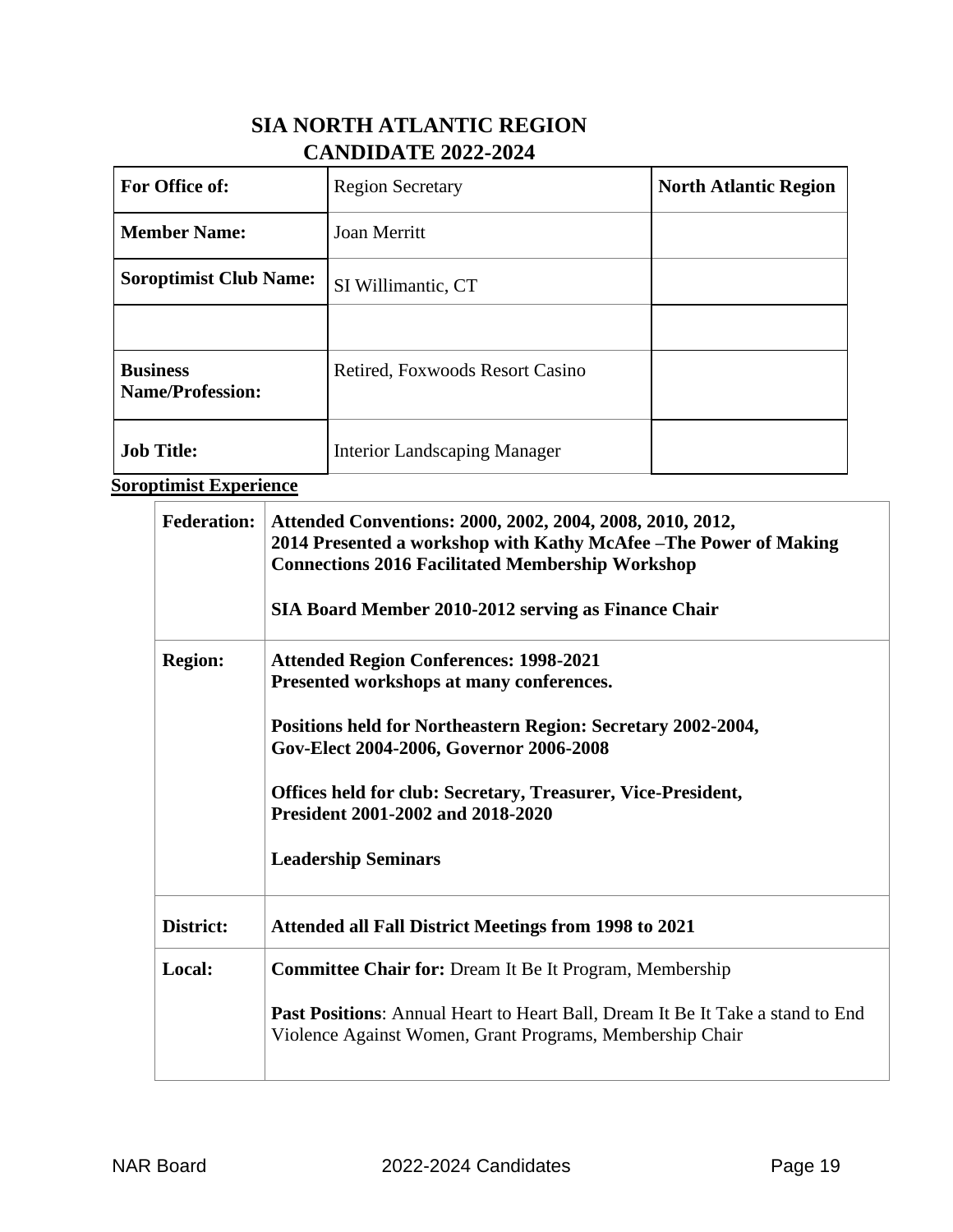# SIA NORTH ATLANTIC REGION
# CANDIDATE 2022-2024

| **For Office of:** | Region Secretary | **North Atlantic Region** |
|---|---|---|
| **Member Name:** | Joan Merritt | |
| **Soroptimist Club Name:** | SI Willimantic, CT | |
| | | |
| **Business Name/Profession:** | Retired, Foxwoods Resort Casino | |
| **Job Title:** | Interior Landscaping Manager | |

**Soroptimist Experience**

| | |
|---|---|
| **Federation:** | **Attended Conventions: 2000, 2002, 2004, 2008, 2010, 2012, 2014 Presented a workshop with Kathy McAfee –The Power of Making Connections 2016 Facilitated Membership Workshop**<br><br>**SIA Board Member 2010-2012 serving as Finance Chair** |
| **Region:** | **Attended Region Conferences: 1998-2021**<br>**Presented workshops at many conferences.**<br><br>**Positions held for Northeastern Region: Secretary 2002-2004, Gov-Elect 2004-2006, Governor 2006-2008**<br><br>**Offices held for club: Secretary, Treasurer, Vice-President, President 2001-2002 and 2018-2020**<br><br>**Leadership Seminars** |
| **District:** | **Attended all Fall District Meetings from 1998 to 2021** |
| **Local:** | **Committee Chair for:** Dream It Be It Program, Membership<br><br>**Past Positions**: Annual Heart to Heart Ball, Dream It Be It Take a stand to End Violence Against Women, Grant Programs, Membership Chair |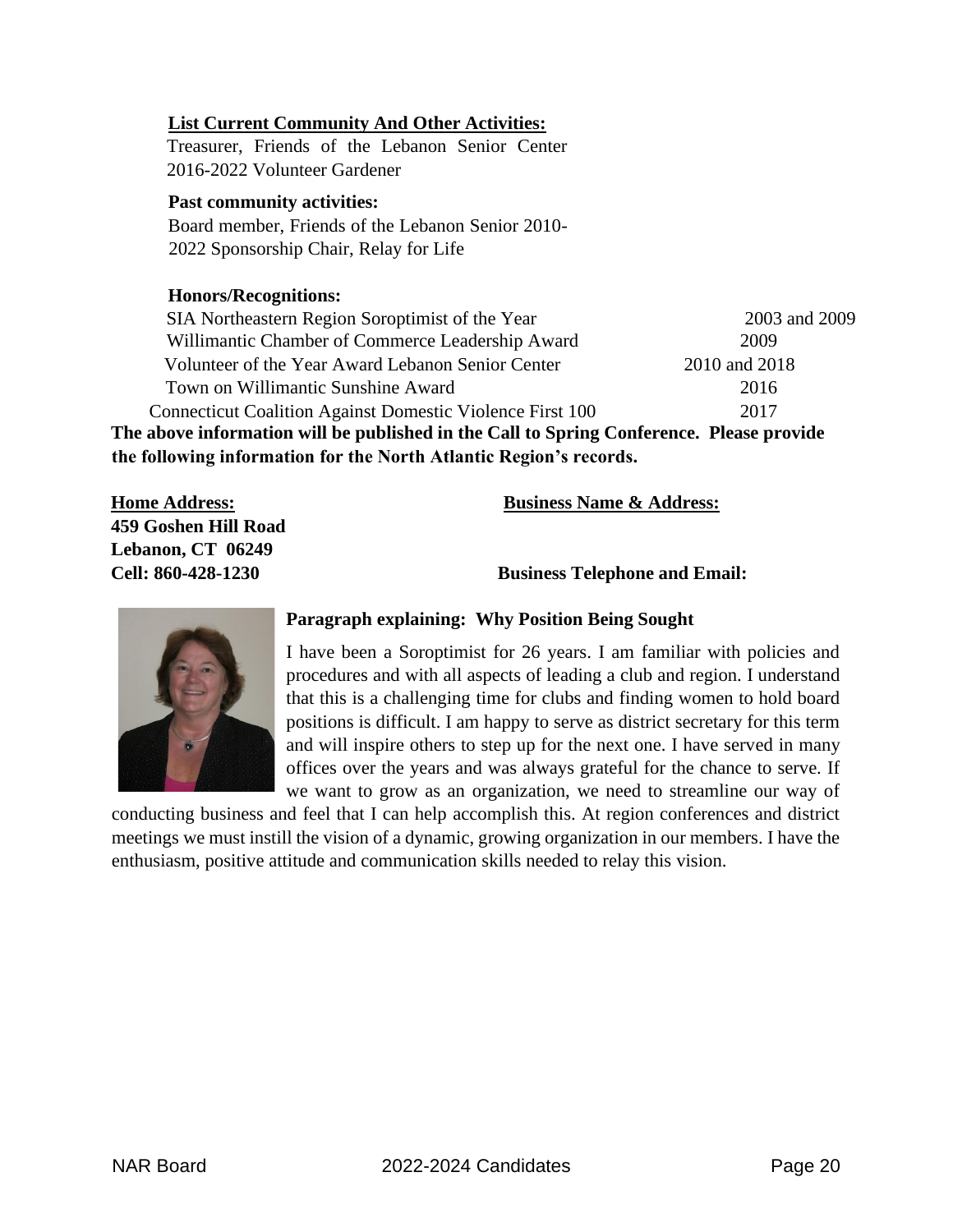**List Current Community And Other Activities:**

Treasurer, Friends of the Lebanon Senior Center
2016-2022 Volunteer Gardener

**Past community activities:**

Board member, Friends of the Lebanon Senior 2010-
2022 Sponsorship Chair, Relay for Life

**Honors/Recognitions:**

| | |
|---|---|
| SIA Northeastern Region Soroptimist of the Year | 2003 and 2009 |
| Willimantic Chamber of Commerce Leadership Award | 2009 |
| Volunteer of the Year Award Lebanon Senior Center | 2010 and 2018 |
| Town on Willimantic Sunshine Award | 2016 |
| Connecticut Coalition Against Domestic Violence First 100 | 2017 |

**The above information will be published in the Call to Spring Conference. Please provide the following information for the North Atlantic Region's records.**

**Home Address:**
**459 Goshen Hill Road**
**Lebanon, CT 06249**
**Cell: 860-428-1230**

**Business Name & Address:**

**Business Telephone and Email:**

**Paragraph explaining: Why Position Being Sought**

I have been a Soroptimist for 26 years. I am familiar with policies and procedures and with all aspects of leading a club and region. I understand that this is a challenging time for clubs and finding women to hold board positions is difficult. I am happy to serve as district secretary for this term and will inspire others to step up for the next one. I have served in many offices over the years and was always grateful for the chance to serve. If we want to grow as an organization, we need to streamline our way of conducting business and feel that I can help accomplish this. At region conferences and district meetings we must instill the vision of a dynamic, growing organization in our members. I have the enthusiasm, positive attitude and communication skills needed to relay this vision.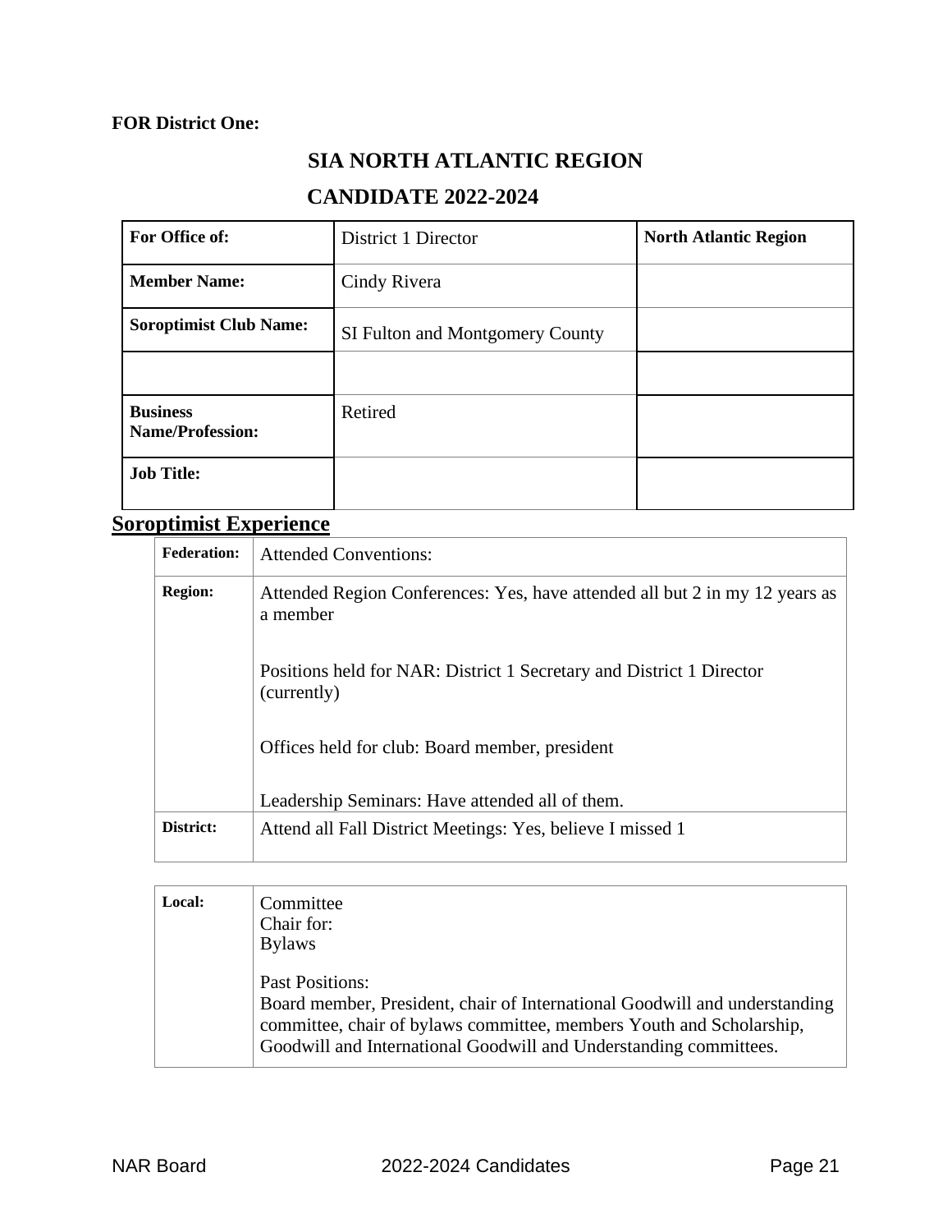**FOR District One:**

## SIA NORTH ATLANTIC REGION

## CANDIDATE 2022-2024

| For Office of: | District 1 Director | North Atlantic Region |
|---|---|---|
| **Member Name:** | Cindy Rivera | |
| **Soroptimist Club Name:** | SI Fulton and Montgomery County | |
| | | |
| **Business Name/Profession:** | Retired | |
| **Job Title:** | | |

## Soroptimist Experience

| Federation: | Attended Conventions: |
|---|---|
| **Region:** | Attended Region Conferences: Yes, have attended all but 2 in my 12 years as a member<br><br>Positions held for NAR: District 1 Secretary and District 1 Director (currently)<br><br>Offices held for club: Board member, president<br><br>Leadership Seminars: Have attended all of them. |
| **District:** | Attend all Fall District Meetings: Yes, believe I missed 1 |

| Local: | Committee<br>Chair for:<br>Bylaws<br><br>Past Positions:<br>Board member, President, chair of International Goodwill and understanding committee, chair of bylaws committee, members Youth and Scholarship, Goodwill and International Goodwill and Understanding committees. |
|---|---|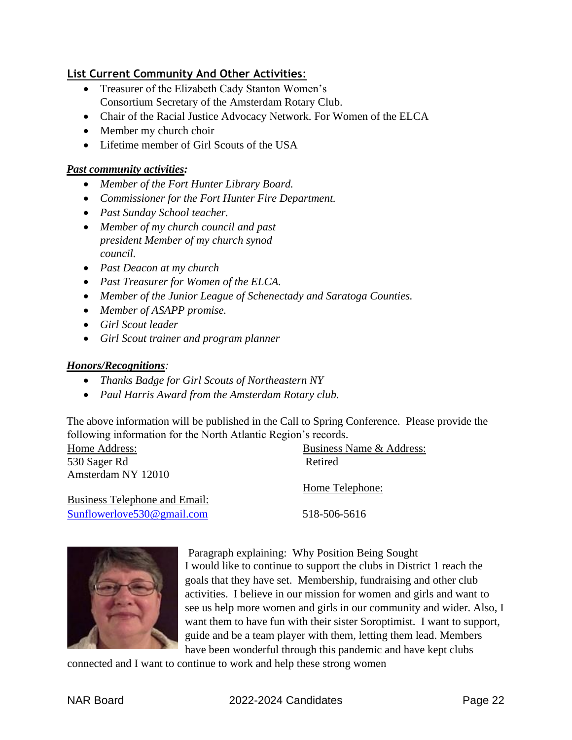**List Current Community And Other Activities:**

- Treasurer of the Elizabeth Cady Stanton Women's Consortium Secretary of the Amsterdam Rotary Club.
- Chair of the Racial Justice Advocacy Network. For Women of the ELCA
- Member my church choir
- Lifetime member of Girl Scouts of the USA

***Past community activities:***

- *Member of the Fort Hunter Library Board.*
- *Commissioner for the Fort Hunter Fire Department.*
- *Past Sunday School teacher.*
- *Member of my church council and past president Member of my church synod council.*
- *Past Deacon at my church*
- *Past Treasurer for Women of the ELCA.*
- *Member of the Junior League of Schenectady and Saratoga Counties.*
- *Member of ASAPP promise.*
- *Girl Scout leader*
- *Girl Scout trainer and program planner*

***Honors/Recognitions**:*

- *Thanks Badge for Girl Scouts of Northeastern NY*
- *Paul Harris Award from the Amsterdam Rotary club.*

The above information will be published in the Call to Spring Conference. Please provide the following information for the North Atlantic Region's records.

Home Address:
530 Sager Rd
Amsterdam NY 12010

Business Name & Address:
Retired

Home Telephone:
518-506-5616

Business Telephone and Email:
Sunflowerlove530@gmail.com

Paragraph explaining: Why Position Being Sought
I would like to continue to support the clubs in District 1 reach the goals that they have set. Membership, fundraising and other club activities. I believe in our mission for women and girls and want to see us help more women and girls in our community and wider. Also, I want them to have fun with their sister Soroptimist. I want to support, guide and be a team player with them, letting them lead. Members have been wonderful through this pandemic and have kept clubs connected and I want to continue to work and help these strong women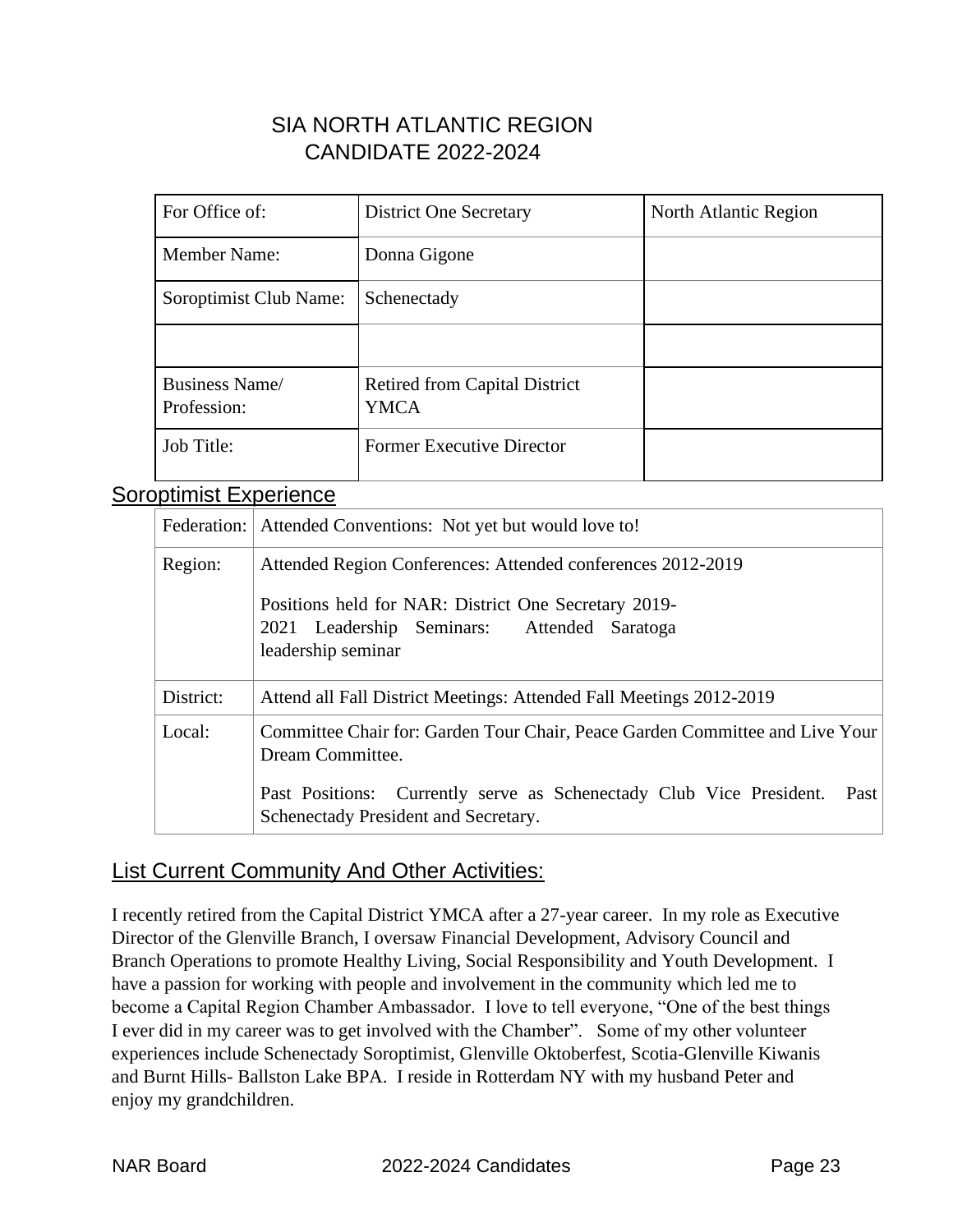# SIA NORTH ATLANTIC REGION
# CANDIDATE 2022-2024

| For Office of: | District One Secretary | North Atlantic Region |
|---|---|---|
| Member Name: | Donna Gigone | |
| Soroptimist Club Name: | Schenectady | |
| | | |
| Business Name/ Profession: | Retired from Capital District YMCA | |
| Job Title: | Former Executive Director | |

## Soroptimist Experience

| Federation: | Attended Conventions: Not yet but would love to! |
|---|---|
| Region: | Attended Region Conferences: Attended conferences 2012-2019<br><br>Positions held for NAR: District One Secretary 2019-2021 Leadership Seminars: Attended Saratoga leadership seminar |
| District: | Attend all Fall District Meetings: Attended Fall Meetings 2012-2019 |
| Local: | Committee Chair for: Garden Tour Chair, Peace Garden Committee and Live Your Dream Committee.<br><br>Past Positions: Currently serve as Schenectady Club Vice President. Past Schenectady President and Secretary. |

## List Current Community And Other Activities:

I recently retired from the Capital District YMCA after a 27-year career. In my role as Executive Director of the Glenville Branch, I oversaw Financial Development, Advisory Council and Branch Operations to promote Healthy Living, Social Responsibility and Youth Development. I have a passion for working with people and involvement in the community which led me to become a Capital Region Chamber Ambassador. I love to tell everyone, "One of the best things I ever did in my career was to get involved with the Chamber". Some of my other volunteer experiences include Schenectady Soroptimist, Glenville Oktoberfest, Scotia-Glenville Kiwanis and Burnt Hills- Ballston Lake BPA. I reside in Rotterdam NY with my husband Peter and enjoy my grandchildren.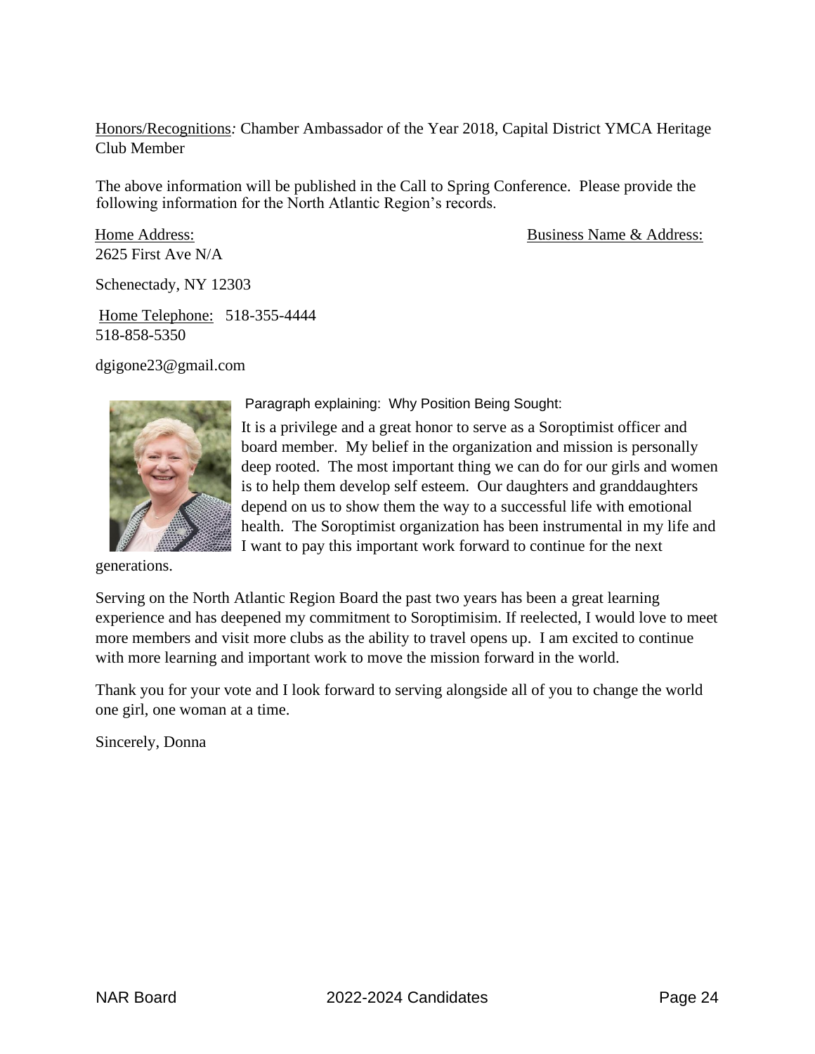Honors/Recognitions*:* Chamber Ambassador of the Year 2018, Capital District YMCA Heritage Club Member

The above information will be published in the Call to Spring Conference. Please provide the following information for the North Atlantic Region's records.

Home Address: Business Name & Address:
2625 First Ave N/A

Schenectady, NY 12303

Home Telephone: 518-355-4444
518-858-5350

dgigone23@gmail.com

Paragraph explaining: Why Position Being Sought:

It is a privilege and a great honor to serve as a Soroptimist officer and board member. My belief in the organization and mission is personally deep rooted. The most important thing we can do for our girls and women is to help them develop self esteem. Our daughters and granddaughters depend on us to show them the way to a successful life with emotional health. The Soroptimist organization has been instrumental in my life and I want to pay this important work forward to continue for the next generations.

Serving on the North Atlantic Region Board the past two years has been a great learning experience and has deepened my commitment to Soroptimisim. If reelected, I would love to meet more members and visit more clubs as the ability to travel opens up. I am excited to continue with more learning and important work to move the mission forward in the world.

Thank you for your vote and I look forward to serving alongside all of you to change the world one girl, one woman at a time.

Sincerely, Donna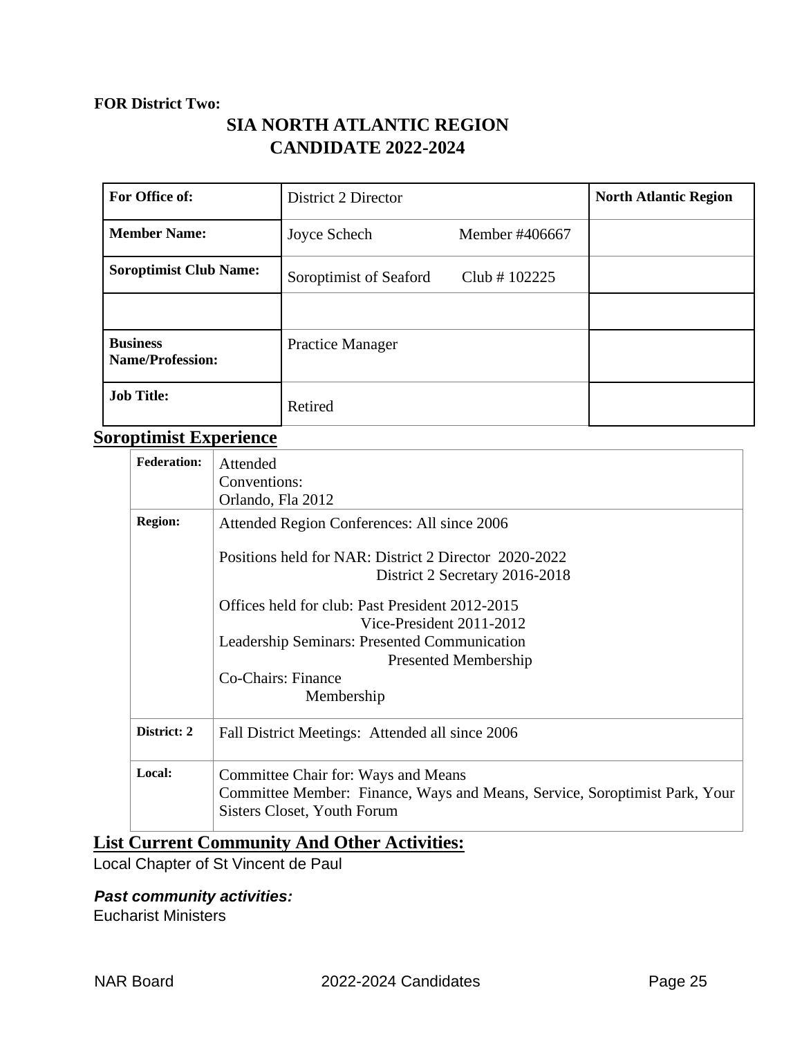**FOR District Two:**

# SIA NORTH ATLANTIC REGION
# CANDIDATE 2022-2024

| **For Office of:** | District 2 Director | **North Atlantic Region** |
|---|---|---|
| **Member Name:** | Joyce Schech Member #406667 | |
| **Soroptimist Club Name:** | Soroptimist of Seaford Club # 102225 | |
| | | |
| **Business Name/Profession:** | Practice Manager | |
| **Job Title:** | Retired | |

## Soroptimist Experience

| | |
|---|---|
| **Federation:** | Attended Conventions: Orlando, Fla 2012 |
| **Region:** | Attended Region Conferences: All since 2006<br><br>Positions held for NAR: District 2 Director 2020-2022<br>District 2 Secretary 2016-2018<br><br>Offices held for club: Past President 2012-2015<br>Vice-President 2011-2012<br>Leadership Seminars: Presented Communication<br>Presented Membership<br>Co-Chairs: Finance<br>Membership |
| **District: 2** | Fall District Meetings: Attended all since 2006 |
| **Local:** | Committee Chair for: Ways and Means<br>Committee Member: Finance, Ways and Means, Service, Soroptimist Park, Your Sisters Closet, Youth Forum |

## List Current Community And Other Activities:

Local Chapter of St Vincent de Paul

***Past community activities:***

Eucharist Ministers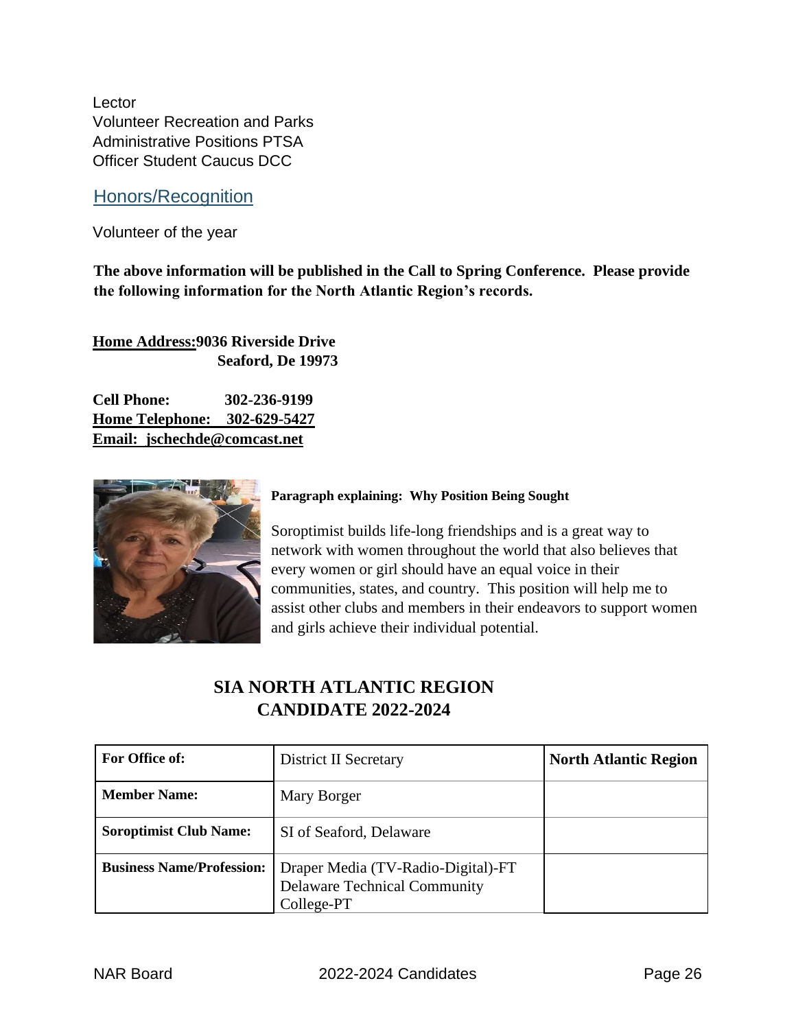Lector
Volunteer Recreation and Parks
Administrative Positions PTSA
Officer Student Caucus DCC

## Honors/Recognition

Volunteer of the year

**The above information will be published in the Call to Spring Conference. Please provide the following information for the North Atlantic Region's records.**

**Home Address: 9036 Riverside Drive**
**Seaford, De 19973**

**Cell Phone: 302-236-9199**
**Home Telephone: 302-629-5427**
**Email: jschechde@comcast.net**

**Paragraph explaining: Why Position Being Sought**

Soroptimist builds life-long friendships and is a great way to network with women throughout the world that also believes that every women or girl should have an equal voice in their communities, states, and country. This position will help me to assist other clubs and members in their endeavors to support women and girls achieve their individual potential.

## SIA NORTH ATLANTIC REGION CANDIDATE 2022-2024

| **For Office of:** | District II Secretary | **North Atlantic Region** |
|---|---|---|
| **Member Name:** | Mary Borger | |
| **Soroptimist Club Name:** | SI of Seaford, Delaware | |
| **Business Name/Profession:** | Draper Media (TV-Radio-Digital)-FT Delaware Technical Community College-PT | |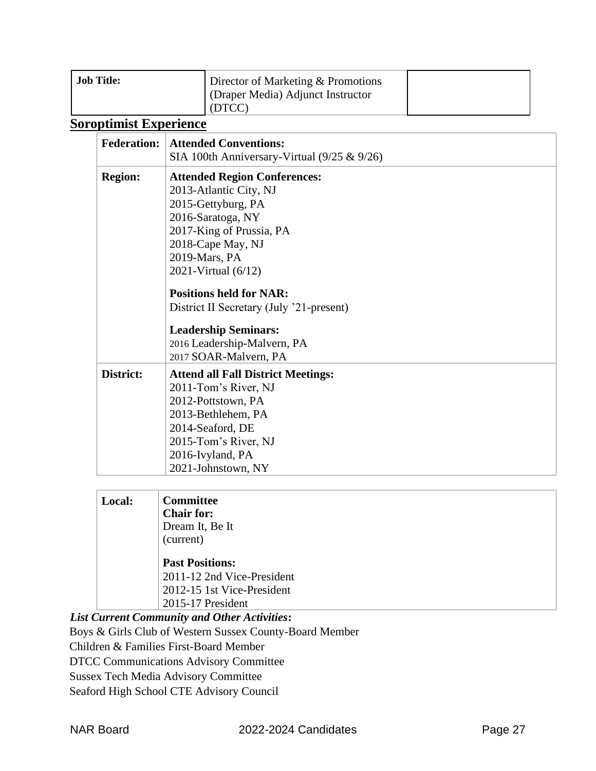| Job Title: | Director of Marketing & Promotions (Draper Media) Adjunct Instructor (DTCC) | |
|---|---|---|

## Soroptimist Experience

| | |
|---|---|
| **Federation:** | **Attended Conventions:**<br>SIA 100th Anniversary-Virtual (9/25 & 9/26) |
| **Region:** | **Attended Region Conferences:**<br>2013-Atlantic City, NJ<br>2015-Gettyburg, PA<br>2016-Saratoga, NY<br>2017-King of Prussia, PA<br>2018-Cape May, NJ<br>2019-Mars, PA<br>2021-Virtual (6/12)<br><br>**Positions held for NAR:**<br>District II Secretary (July '21-present)<br><br>**Leadership Seminars:**<br>2016 Leadership-Malvern, PA<br>2017 SOAR-Malvern, PA |
| **District:** | **Attend all Fall District Meetings:**<br>2011-Tom's River, NJ<br>2012-Pottstown, PA<br>2013-Bethlehem, PA<br>2014-Seaford, DE<br>2015-Tom's River, NJ<br>2016-Ivyland, PA<br>2021-Johnstown, NY |

| | |
|---|---|
| **Local:** | **Committee Chair for:**<br>Dream It, Be It (current)<br><br>**Past Positions:**<br>2011-12 2nd Vice-President<br>2012-15 1st Vice-President<br>2015-17 President |

***List Current Community and Other Activities*:**

Boys & Girls Club of Western Sussex County-Board Member
Children & Families First-Board Member
DTCC Communications Advisory Committee
Sussex Tech Media Advisory Committee
Seaford High School CTE Advisory Council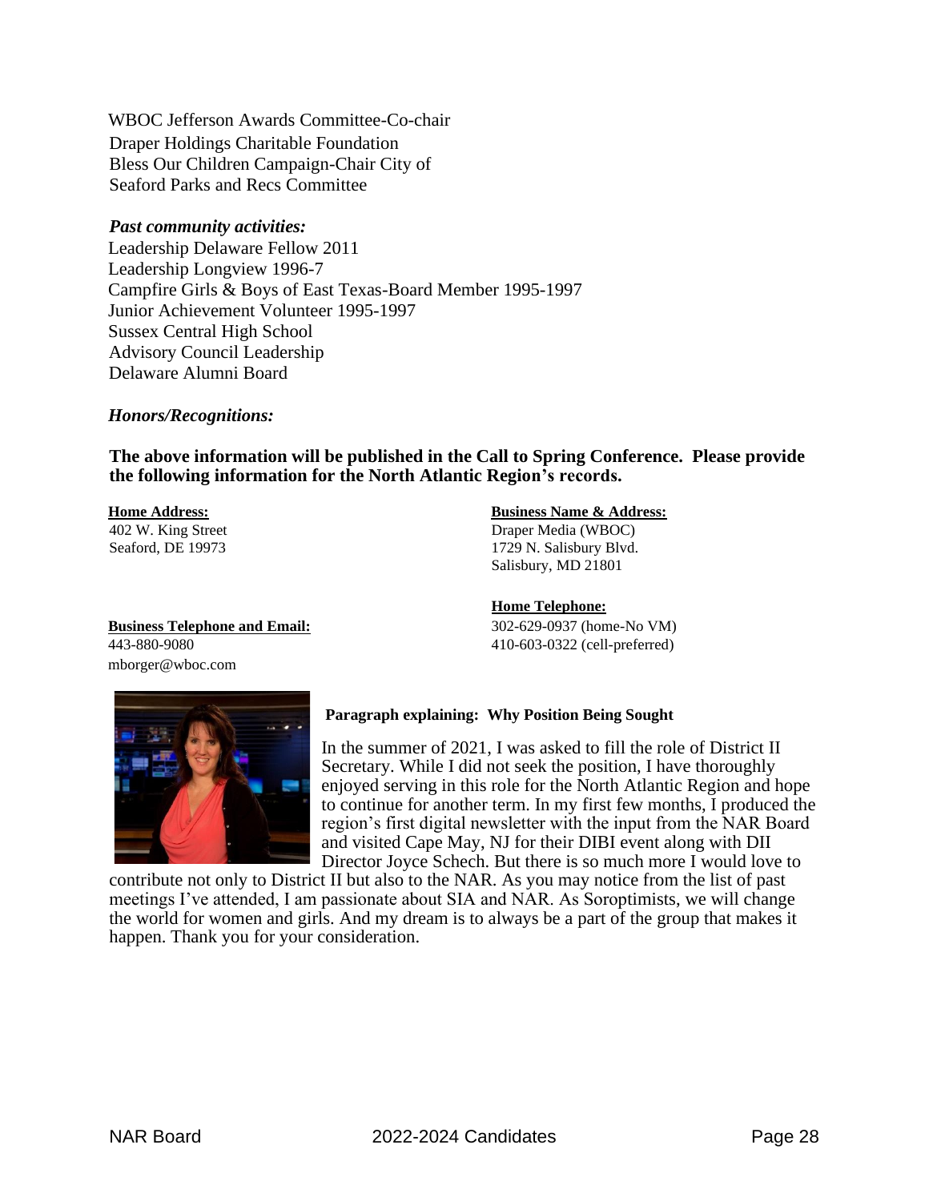WBOC Jefferson Awards Committee-Co-chair
Draper Holdings Charitable Foundation
Bless Our Children Campaign-Chair City of
Seaford Parks and Recs Committee

***Past community activities:***
Leadership Delaware Fellow 2011
Leadership Longview 1996-7
Campfire Girls & Boys of East Texas-Board Member 1995-1997
Junior Achievement Volunteer 1995-1997
Sussex Central High School
Advisory Council Leadership
Delaware Alumni Board

***Honors/Recognitions:***

**The above information will be published in the Call to Spring Conference. Please provide the following information for the North Atlantic Region's records.**

**Home Address:**
402 W. King Street
Seaford, DE 19973

**Business Name & Address:**
Draper Media (WBOC)
1729 N. Salisbury Blvd.
Salisbury, MD 21801

**Home Telephone:**
302-629-0937 (home-No VM)
410-603-0322 (cell-preferred)

**Business Telephone and Email:**
443-880-9080
mborger@wboc.com

**Paragraph explaining: Why Position Being Sought**

In the summer of 2021, I was asked to fill the role of District II Secretary. While I did not seek the position, I have thoroughly enjoyed serving in this role for the North Atlantic Region and hope to continue for another term. In my first few months, I produced the region's first digital newsletter with the input from the NAR Board and visited Cape May, NJ for their DIBI event along with DII Director Joyce Schech. But there is so much more I would love to contribute not only to District II but also to the NAR. As you may notice from the list of past meetings I've attended, I am passionate about SIA and NAR. As Soroptimists, we will change the world for women and girls. And my dream is to always be a part of the group that makes it happen. Thank you for your consideration.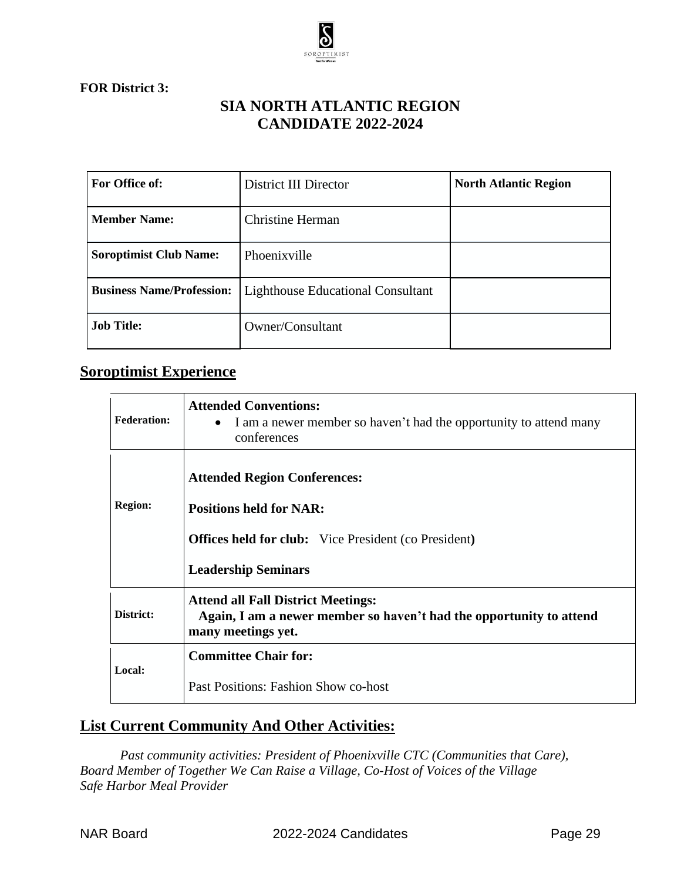**FOR District 3:**

# SIA NORTH ATLANTIC REGION CANDIDATE 2022-2024

| **For Office of:** | District III Director | **North Atlantic Region** |
|---|---|---|
| **Member Name:** | Christine Herman | |
| **Soroptimist Club Name:** | Phoenixville | |
| **Business Name/Profession:** | Lighthouse Educational Consultant | |
| **Job Title:** | Owner/Consultant | |

## Soroptimist Experience

| | |
|---|---|
| **Federation:** | **Attended Conventions:** <br> • I am a newer member so haven't had the opportunity to attend many conferences |
| **Region:** | **Attended Region Conferences:** <br><br> **Positions held for NAR:** <br><br> **Offices held for club:** Vice President (co President**)** <br><br> **Leadership Seminars** |
| **District:** | **Attend all Fall District Meetings:** <br> **Again, I am a newer member so haven't had the opportunity to attend many meetings yet.** |
| **Local:** | **Committee Chair for:** <br><br> Past Positions: Fashion Show co-host |

## List Current Community And Other Activities:

*Past community activities: President of Phoenixville CTC (Communities that Care), Board Member of Together We Can Raise a Village, Co-Host of Voices of the Village Safe Harbor Meal Provider*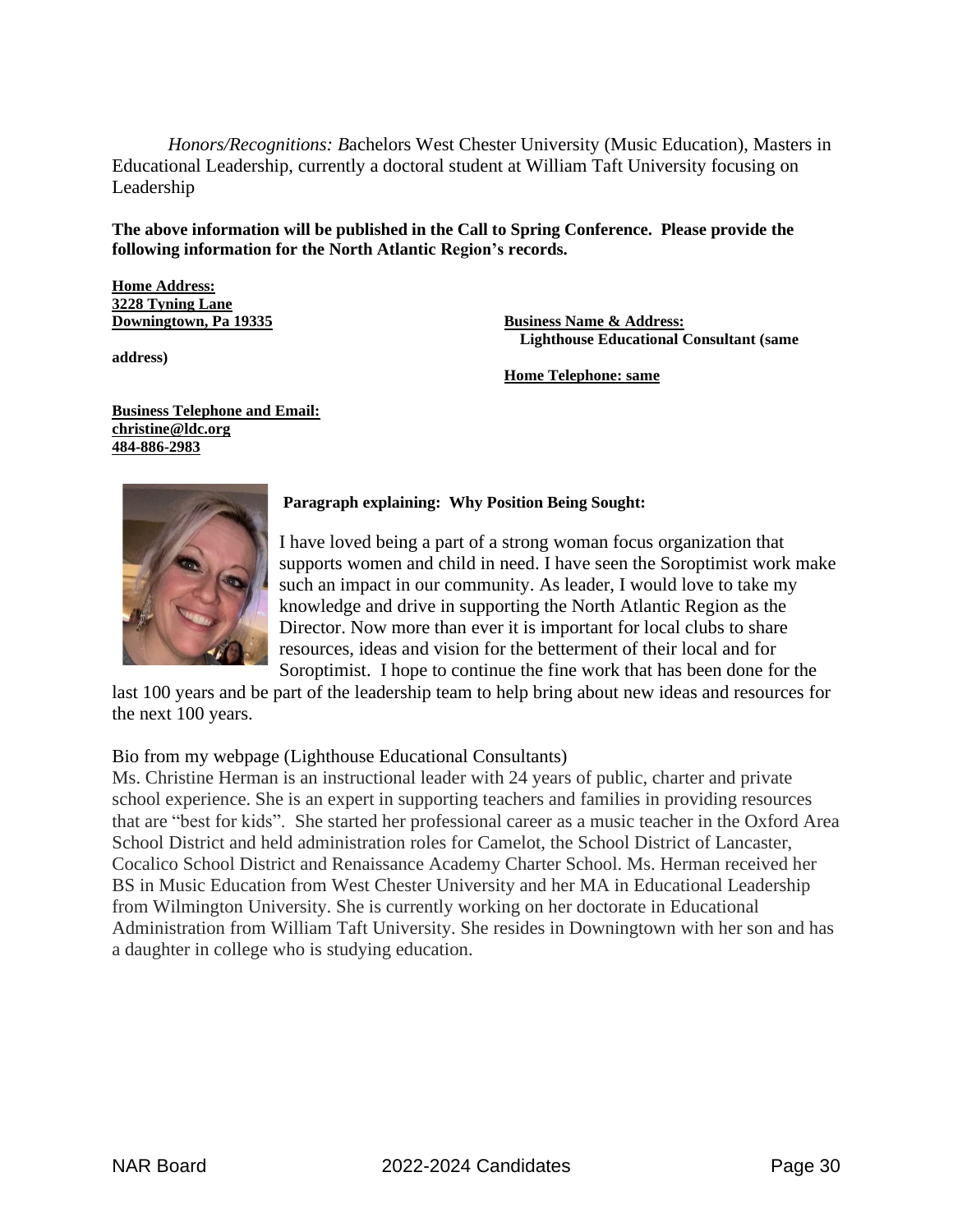*Honors/Recognitions: B*achelors West Chester University (Music Education), Masters in Educational Leadership, currently a doctoral student at William Taft University focusing on Leadership

**The above information will be published in the Call to Spring Conference. Please provide the following information for the North Atlantic Region's records.**

**Home Address:**
**3228 Tyning Lane**
**Downingtown, Pa 19335**

**Business Name & Address:**
**Lighthouse Educational Consultant (same address)**

**Home Telephone: same**

**Business Telephone and Email:**
**christine@ldc.org**
**484-886-2983**

**Paragraph explaining: Why Position Being Sought:**

I have loved being a part of a strong woman focus organization that supports women and child in need. I have seen the Soroptimist work make such an impact in our community. As leader, I would love to take my knowledge and drive in supporting the North Atlantic Region as the Director. Now more than ever it is important for local clubs to share resources, ideas and vision for the betterment of their local and for Soroptimist. I hope to continue the fine work that has been done for the last 100 years and be part of the leadership team to help bring about new ideas and resources for the next 100 years.

Bio from my webpage (Lighthouse Educational Consultants)
Ms. Christine Herman is an instructional leader with 24 years of public, charter and private school experience. She is an expert in supporting teachers and families in providing resources that are "best for kids". She started her professional career as a music teacher in the Oxford Area School District and held administration roles for Camelot, the School District of Lancaster, Cocalico School District and Renaissance Academy Charter School. Ms. Herman received her BS in Music Education from West Chester University and her MA in Educational Leadership from Wilmington University. She is currently working on her doctorate in Educational Administration from William Taft University. She resides in Downingtown with her son and has a daughter in college who is studying education.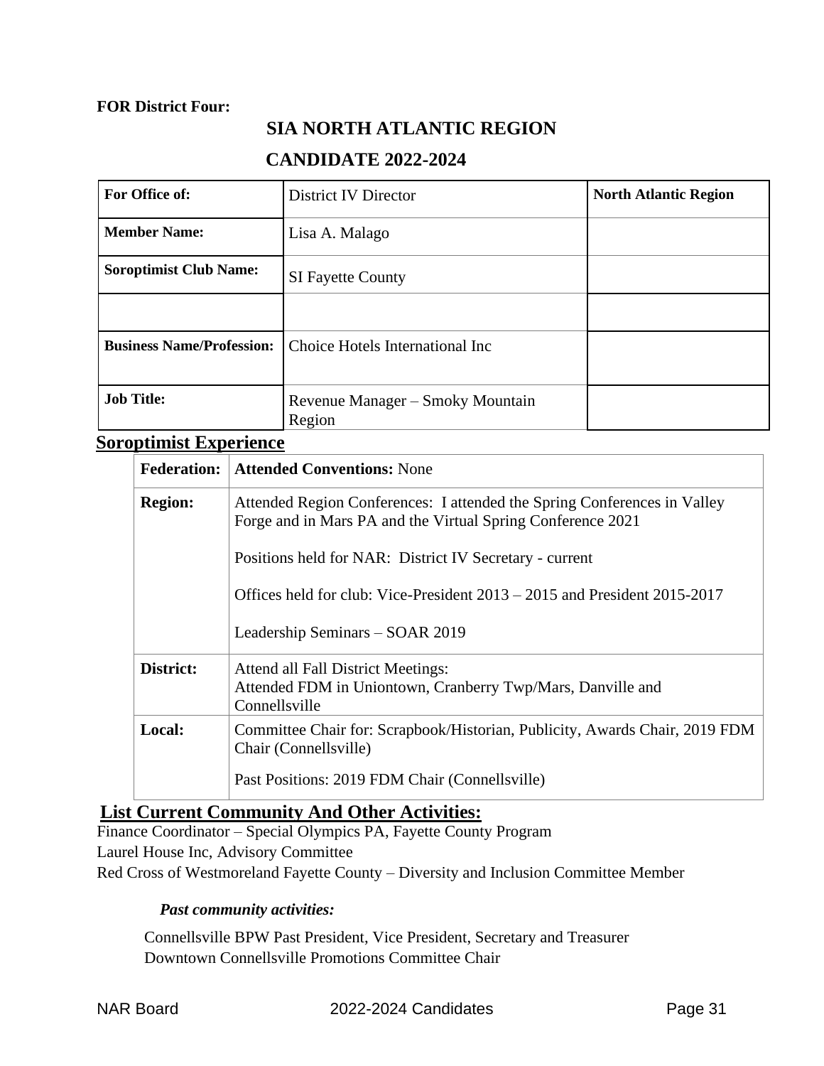**FOR District Four:**

## SIA NORTH ATLANTIC REGION

## CANDIDATE 2022-2024

| **For Office of:** | District IV Director | **North Atlantic Region** |
|---|---|---|
| **Member Name:** | Lisa A. Malago | |
| **Soroptimist Club Name:** | SI Fayette County | |
| | | |
| **Business Name/Profession:** | Choice Hotels International Inc | |
| **Job Title:** | Revenue Manager – Smoky Mountain Region | |

## Soroptimist Experience

| **Federation:** | **Attended Conventions:** None |
|---|---|
| **Region:** | Attended Region Conferences: I attended the Spring Conferences in Valley Forge and in Mars PA and the Virtual Spring Conference 2021<br><br>Positions held for NAR: District IV Secretary - current<br><br>Offices held for club: Vice-President 2013 – 2015 and President 2015-2017<br><br>Leadership Seminars – SOAR 2019 |
| **District:** | Attend all Fall District Meetings:<br>Attended FDM in Uniontown, Cranberry Twp/Mars, Danville and Connellsville |
| **Local:** | Committee Chair for: Scrapbook/Historian, Publicity, Awards Chair, 2019 FDM Chair (Connellsville)<br><br>Past Positions: 2019 FDM Chair (Connellsville) |

## List Current Community And Other Activities:

Finance Coordinator – Special Olympics PA, Fayette County Program
Laurel House Inc, Advisory Committee
Red Cross of Westmoreland Fayette County – Diversity and Inclusion Committee Member

***Past community activities:***

Connellsville BPW Past President, Vice President, Secretary and Treasurer
Downtown Connellsville Promotions Committee Chair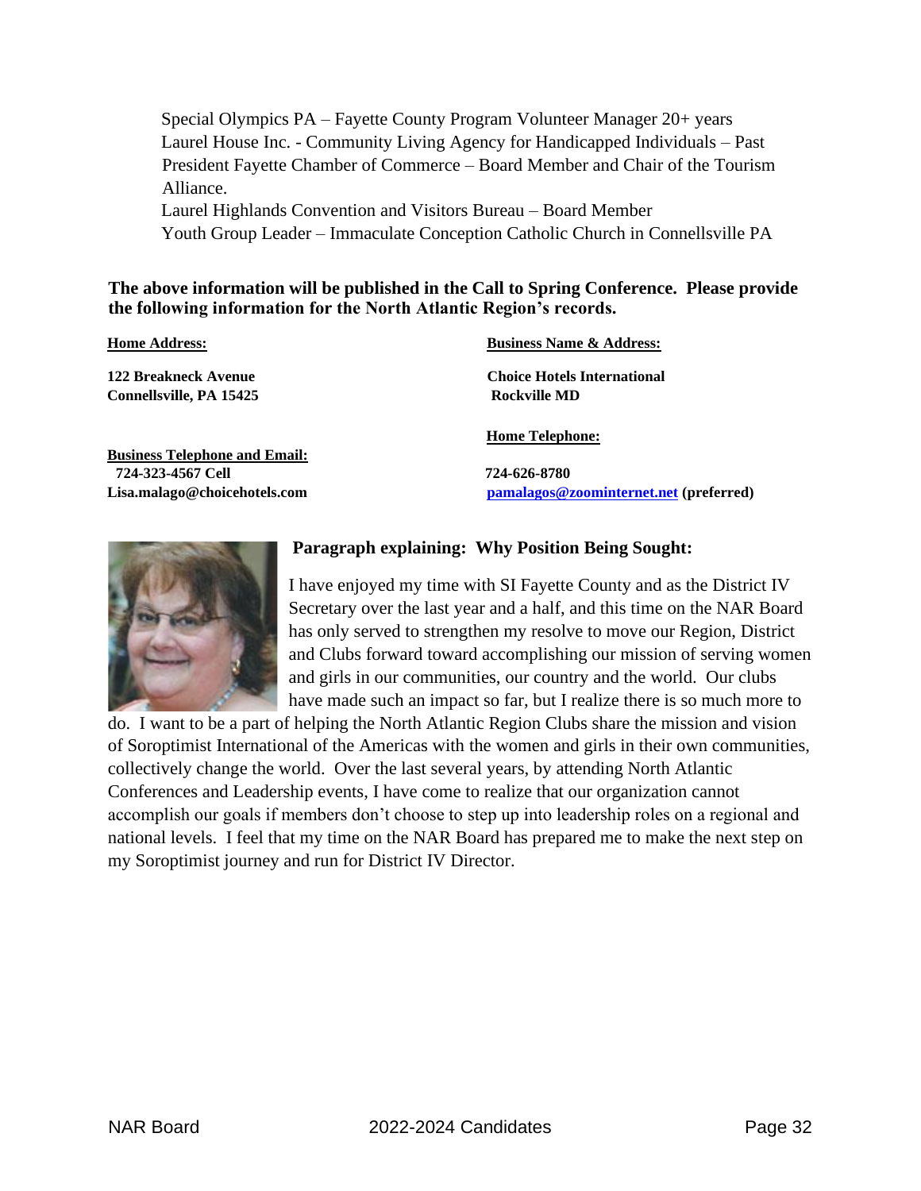Special Olympics PA – Fayette County Program Volunteer Manager 20+ years
Laurel House Inc. - Community Living Agency for Handicapped Individuals – Past President Fayette Chamber of Commerce – Board Member and Chair of the Tourism Alliance.
Laurel Highlands Convention and Visitors Bureau – Board Member
Youth Group Leader – Immaculate Conception Catholic Church in Connellsville PA

**The above information will be published in the Call to Spring Conference. Please provide the following information for the North Atlantic Region's records.**

**Home Address:**

**122 Breakneck Avenue**
**Connellsville, PA 15425**

**Business Name & Address:**

**Choice Hotels International**
**Rockville MD**

**Business Telephone and Email:**
**724-323-4567 Cell**
**Lisa.malago@choicehotels.com**

**Home Telephone:**

**724-626-8780**
**pamalagos@zoominternet.net (preferred)**

**Paragraph explaining: Why Position Being Sought:**

I have enjoyed my time with SI Fayette County and as the District IV Secretary over the last year and a half, and this time on the NAR Board has only served to strengthen my resolve to move our Region, District and Clubs forward toward accomplishing our mission of serving women and girls in our communities, our country and the world. Our clubs have made such an impact so far, but I realize there is so much more to do. I want to be a part of helping the North Atlantic Region Clubs share the mission and vision of Soroptimist International of the Americas with the women and girls in their own communities, collectively change the world. Over the last several years, by attending North Atlantic Conferences and Leadership events, I have come to realize that our organization cannot accomplish our goals if members don't choose to step up into leadership roles on a regional and national levels. I feel that my time on the NAR Board has prepared me to make the next step on my Soroptimist journey and run for District IV Director.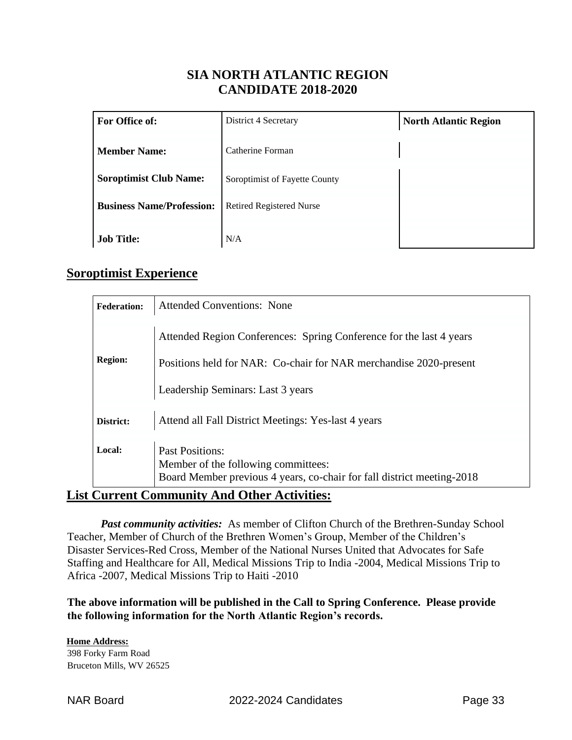# SIA NORTH ATLANTIC REGION
# CANDIDATE 2018-2020

| For Office of: | District 4 Secretary | North Atlantic Region |
|---|---|---|
| **Member Name:** | Catherine Forman | |
| **Soroptimist Club Name:** | Soroptimist of Fayette County | |
| **Business Name/Profession:** | Retired Registered Nurse | |
| **Job Title:** | N/A | |

## Soroptimist Experience

| | |
|---|---|
| **Federation:** | Attended Conventions: None |
| **Region:** | Attended Region Conferences: Spring Conference for the last 4 years<br>Positions held for NAR: Co-chair for NAR merchandise 2020-present<br>Leadership Seminars: Last 3 years |
| **District:** | Attend all Fall District Meetings: Yes-last 4 years |
| **Local:** | Past Positions:<br>Member of the following committees:<br>Board Member previous 4 years, co-chair for fall district meeting-2018 |

## List Current Community And Other Activities:

***Past community activities:*** As member of Clifton Church of the Brethren-Sunday School Teacher, Member of Church of the Brethren Women's Group, Member of the Children's Disaster Services-Red Cross, Member of the National Nurses United that Advocates for Safe Staffing and Healthcare for All, Medical Missions Trip to India -2004, Medical Missions Trip to Africa -2007, Medical Missions Trip to Haiti -2010

**The above information will be published in the Call to Spring Conference. Please provide the following information for the North Atlantic Region's records.**

**Home Address:**
398 Forky Farm Road
Bruceton Mills, WV 26525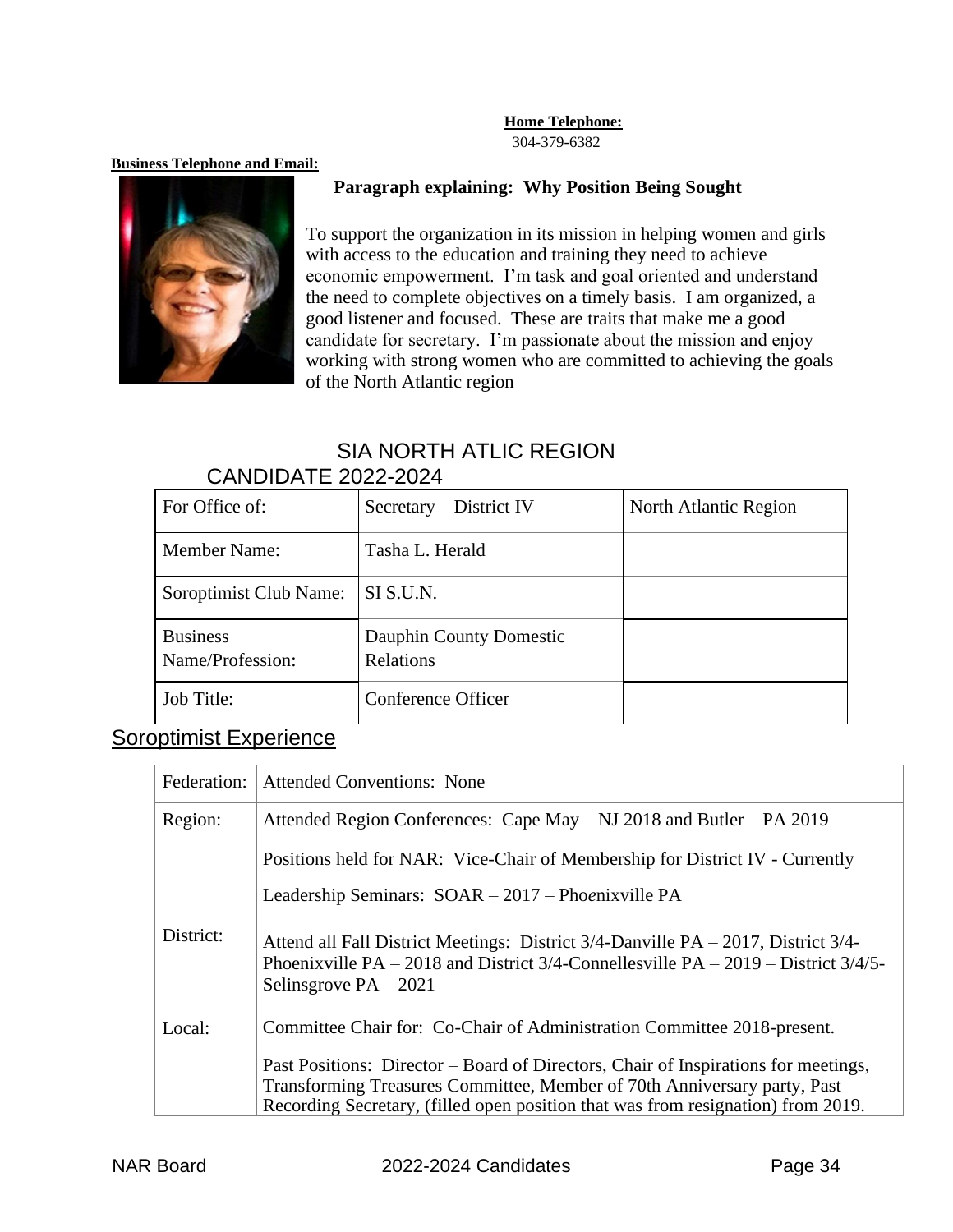**Home Telephone:**
304-379-6382

**Business Telephone and Email:**

**Paragraph explaining: Why Position Being Sought**

To support the organization in its mission in helping women and girls with access to the education and training they need to achieve economic empowerment. I'm task and goal oriented and understand the need to complete objectives on a timely basis. I am organized, a good listener and focused. These are traits that make me a good candidate for secretary. I'm passionate about the mission and enjoy working with strong women who are committed to achieving the goals of the North Atlantic region

## SIA NORTH ATLIC REGION CANDIDATE 2022-2024

| For Office of: | Secretary – District IV | North Atlantic Region |
|---|---|---|
| Member Name: | Tasha L. Herald | |
| Soroptimist Club Name: | SI S.U.N. | |
| Business Name/Profession: | Dauphin County Domestic Relations | |
| Job Title: | Conference Officer | |

## Soroptimist Experience

| Federation: | Attended Conventions: None |
|---|---|
| Region: | Attended Region Conferences: Cape May – NJ 2018 and Butler – PA 2019<br>Positions held for NAR: Vice-Chair of Membership for District IV - Currently<br>Leadership Seminars: SOAR – 2017 – Phoenixville PA |
| District: | Attend all Fall District Meetings: District 3/4-Danville PA – 2017, District 3/4-Phoenixville PA – 2018 and District 3/4-Connellesville PA – 2019 – District 3/4/5-Selinsgrove PA – 2021 |
| Local: | Committee Chair for: Co-Chair of Administration Committee 2018-present.<br>Past Positions: Director – Board of Directors, Chair of Inspirations for meetings, Transforming Treasures Committee, Member of 70th Anniversary party, Past Recording Secretary, (filled open position that was from resignation) from 2019. |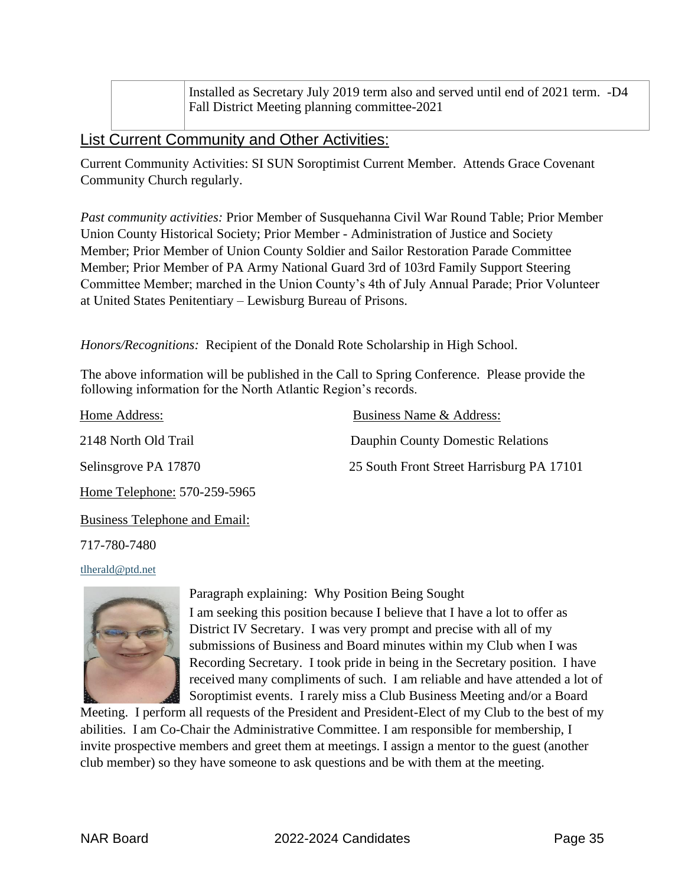|  | Installed as Secretary July 2019 term also and served until end of 2021 term. -D4 Fall District Meeting planning committee-2021 |
|---|---|

## List Current Community and Other Activities:

Current Community Activities: SI SUN Soroptimist Current Member. Attends Grace Covenant Community Church regularly.

*Past community activities:* Prior Member of Susquehanna Civil War Round Table; Prior Member Union County Historical Society; Prior Member - Administration of Justice and Society Member; Prior Member of Union County Soldier and Sailor Restoration Parade Committee Member; Prior Member of PA Army National Guard 3rd of 103rd Family Support Steering Committee Member; marched in the Union County's 4th of July Annual Parade; Prior Volunteer at United States Penitentiary – Lewisburg Bureau of Prisons.

*Honors/Recognitions:* Recipient of the Donald Rote Scholarship in High School.

The above information will be published in the Call to Spring Conference. Please provide the following information for the North Atlantic Region's records.

Home Address:

2148 North Old Trail

Selinsgrove PA 17870

Home Telephone: 570-259-5965

Business Name & Address:

Dauphin County Domestic Relations

25 South Front Street Harrisburg PA 17101

Business Telephone and Email:

717-780-7480

tlherald@ptd.net

Paragraph explaining: Why Position Being Sought

I am seeking this position because I believe that I have a lot to offer as District IV Secretary. I was very prompt and precise with all of my submissions of Business and Board minutes within my Club when I was Recording Secretary. I took pride in being in the Secretary position. I have received many compliments of such. I am reliable and have attended a lot of Soroptimist events. I rarely miss a Club Business Meeting and/or a Board Meeting. I perform all requests of the President and President-Elect of my Club to the best of my abilities. I am Co-Chair the Administrative Committee. I am responsible for membership, I invite prospective members and greet them at meetings. I assign a mentor to the guest (another club member) so they have someone to ask questions and be with them at the meeting.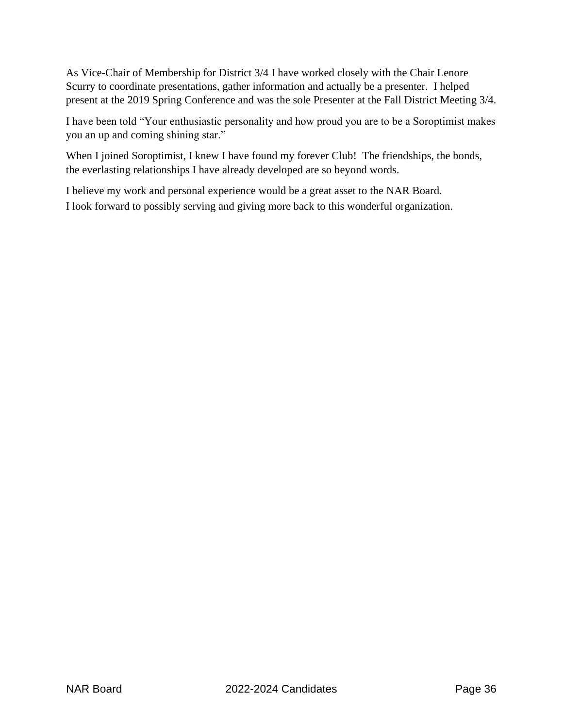As Vice-Chair of Membership for District 3/4 I have worked closely with the Chair Lenore Scurry to coordinate presentations, gather information and actually be a presenter. I helped present at the 2019 Spring Conference and was the sole Presenter at the Fall District Meeting 3/4.

I have been told "Your enthusiastic personality and how proud you are to be a Soroptimist makes you an up and coming shining star."

When I joined Soroptimist, I knew I have found my forever Club! The friendships, the bonds, the everlasting relationships I have already developed are so beyond words.

I believe my work and personal experience would be a great asset to the NAR Board.
I look forward to possibly serving and giving more back to this wonderful organization.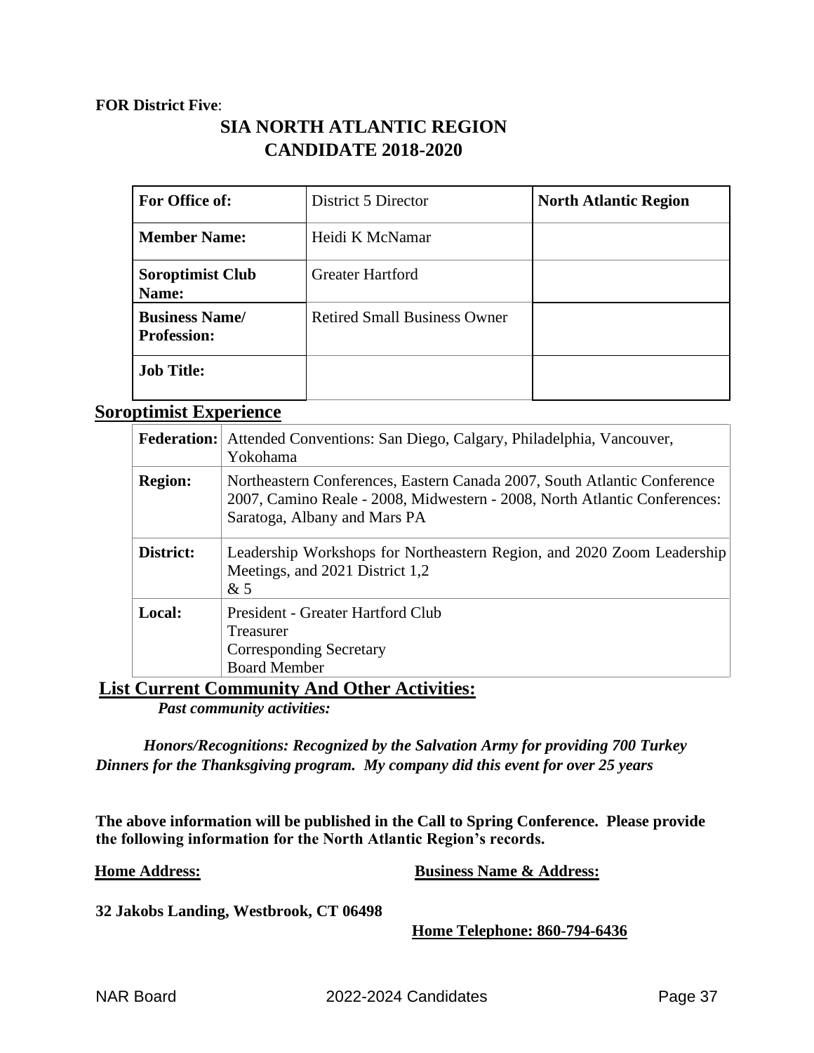**FOR District Five**:

# SIA NORTH ATLANTIC REGION CANDIDATE 2018-2020

| **For Office of:** | District 5 Director | **North Atlantic Region** |
|---|---|---|
| **Member Name:** | Heidi K McNamar | |
| **Soroptimist Club Name:** | Greater Hartford | |
| **Business Name/ Profession:** | Retired Small Business Owner | |
| **Job Title:** | | |

## Soroptimist Experience

| | |
|---|---|
| **Federation:** | Attended Conventions: San Diego, Calgary, Philadelphia, Vancouver, Yokohama |
| **Region:** | Northeastern Conferences, Eastern Canada 2007, South Atlantic Conference 2007, Camino Reale - 2008, Midwestern - 2008, North Atlantic Conferences: Saratoga, Albany and Mars PA |
| **District:** | Leadership Workshops for Northeastern Region, and 2020 Zoom Leadership Meetings, and 2021 District 1,2 & 5 |
| **Local:** | President - Greater Hartford Club<br>Treasurer<br>Corresponding Secretary<br>Board Member |

## List Current Community And Other Activities:

***Past community activities:***

***Honors/Recognitions: Recognized by the Salvation Army for providing 700 Turkey Dinners for the Thanksgiving program. My company did this event for over 25 years***

**The above information will be published in the Call to Spring Conference. Please provide the following information for the North Atlantic Region's records.**

**Home Address:**

**32 Jakobs Landing, Westbrook, CT 06498**

**Business Name & Address:**

**Home Telephone: 860-794-6436**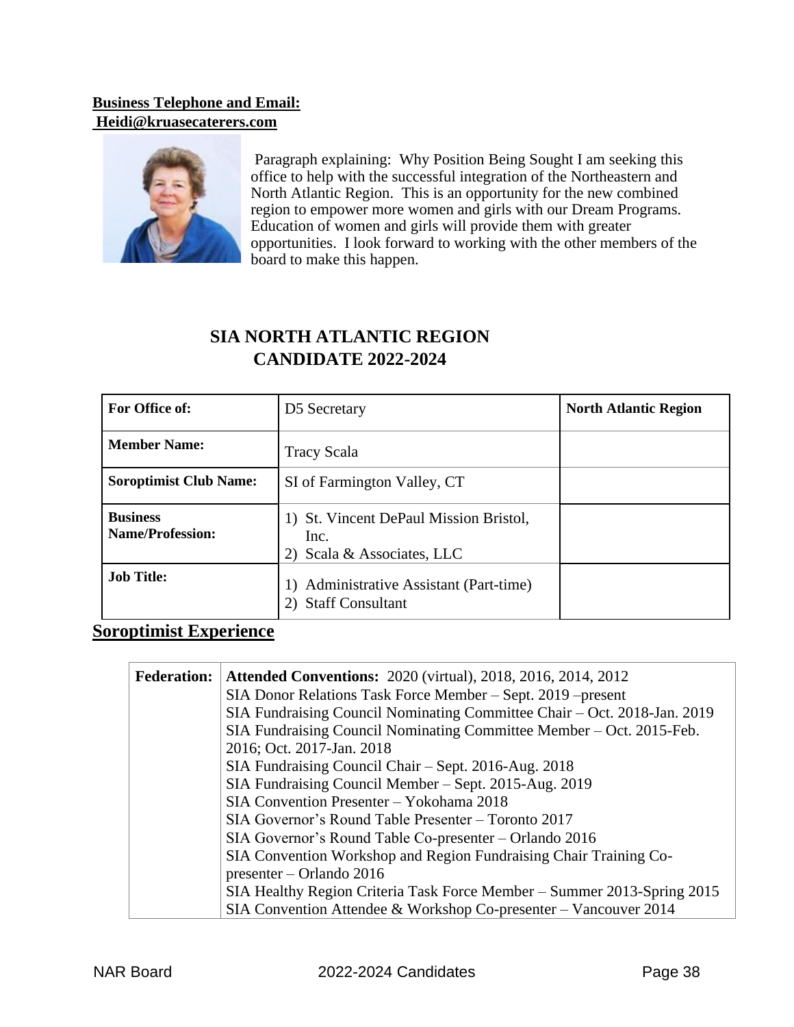**Business Telephone and Email:**
**Heidi@kruasecaterers.com**

Paragraph explaining: Why Position Being Sought I am seeking this office to help with the successful integration of the Northeastern and North Atlantic Region. This is an opportunity for the new combined region to empower more women and girls with our Dream Programs. Education of women and girls will provide them with greater opportunities. I look forward to working with the other members of the board to make this happen.

## SIA NORTH ATLANTIC REGION CANDIDATE 2022-2024

| **For Office of:** | D5 Secretary | **North Atlantic Region** |
|---|---|---|
| **Member Name:** | Tracy Scala | |
| **Soroptimist Club Name:** | SI of Farmington Valley, CT | |
| **Business Name/Profession:** | 1) St. Vincent DePaul Mission Bristol, Inc.<br>2) Scala & Associates, LLC | |
| **Job Title:** | 1) Administrative Assistant (Part-time)<br>2) Staff Consultant | |

## Soroptimist Experience

| | |
|---|---|
| **Federation:** | **Attended Conventions:** 2020 (virtual), 2018, 2016, 2014, 2012<br>SIA Donor Relations Task Force Member – Sept. 2019 –present<br>SIA Fundraising Council Nominating Committee Chair – Oct. 2018-Jan. 2019<br>SIA Fundraising Council Nominating Committee Member – Oct. 2015-Feb. 2016; Oct. 2017-Jan. 2018<br>SIA Fundraising Council Chair – Sept. 2016-Aug. 2018<br>SIA Fundraising Council Member – Sept. 2015-Aug. 2019<br>SIA Convention Presenter – Yokohama 2018<br>SIA Governor's Round Table Presenter – Toronto 2017<br>SIA Governor's Round Table Co-presenter – Orlando 2016<br>SIA Convention Workshop and Region Fundraising Chair Training Co-presenter – Orlando 2016<br>SIA Healthy Region Criteria Task Force Member – Summer 2013-Spring 2015<br>SIA Convention Attendee & Workshop Co-presenter – Vancouver 2014 |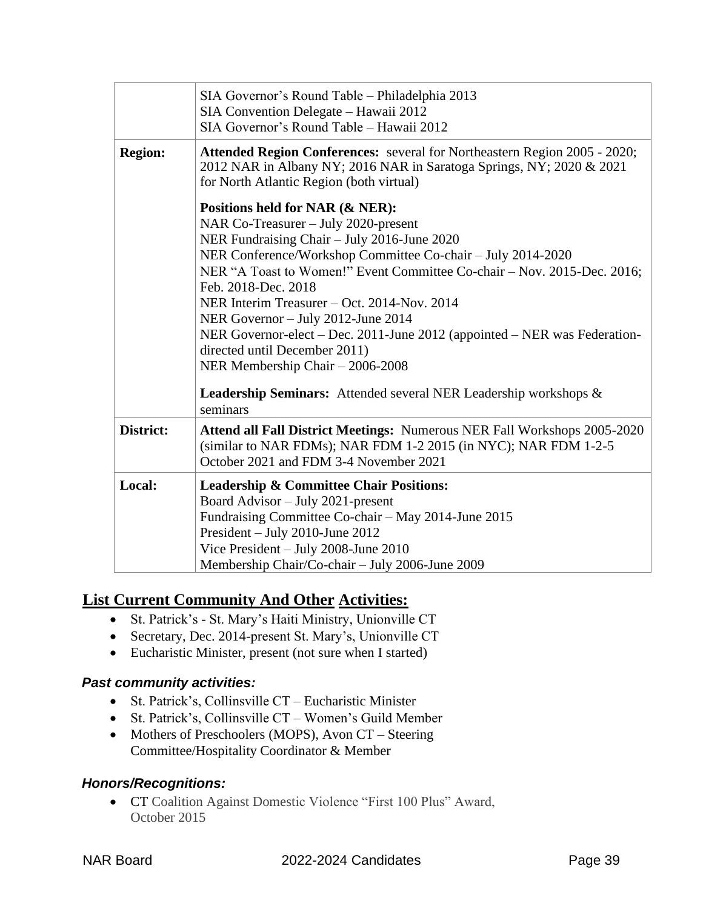| | |
|---|---|
| | SIA Governor's Round Table – Philadelphia 2013<br>SIA Convention Delegate – Hawaii 2012<br>SIA Governor's Round Table – Hawaii 2012 |
| **Region:** | **Attended Region Conferences:** several for Northeastern Region 2005 - 2020; 2012 NAR in Albany NY; 2016 NAR in Saratoga Springs, NY; 2020 & 2021 for North Atlantic Region (both virtual)<br><br>**Positions held for NAR (& NER):**<br>NAR Co-Treasurer – July 2020-present<br>NER Fundraising Chair – July 2016-June 2020<br>NER Conference/Workshop Committee Co-chair – July 2014-2020<br>NER "A Toast to Women!" Event Committee Co-chair – Nov. 2015-Dec. 2016; Feb. 2018-Dec. 2018<br>NER Interim Treasurer – Oct. 2014-Nov. 2014<br>NER Governor – July 2012-June 2014<br>NER Governor-elect – Dec. 2011-June 2012 (appointed – NER was Federation-directed until December 2011)<br>NER Membership Chair – 2006-2008<br><br>**Leadership Seminars:** Attended several NER Leadership workshops & seminars |
| **District:** | **Attend all Fall District Meetings:** Numerous NER Fall Workshops 2005-2020 (similar to NAR FDMs); NAR FDM 1-2 2015 (in NYC); NAR FDM 1-2-5 October 2021 and FDM 3-4 November 2021 |
| **Local:** | **Leadership & Committee Chair Positions:**<br>Board Advisor – July 2021-present<br>Fundraising Committee Co-chair – May 2014-June 2015<br>President – July 2010-June 2012<br>Vice President – July 2008-June 2010<br>Membership Chair/Co-chair – July 2006-June 2009 |

## List Current Community And Other Activities:

- St. Patrick's - St. Mary's Haiti Ministry, Unionville CT
- Secretary, Dec. 2014-present St. Mary's, Unionville CT
- Eucharistic Minister, present (not sure when I started)

### *Past community activities:*

- St. Patrick's, Collinsville CT – Eucharistic Minister
- St. Patrick's, Collinsville CT – Women's Guild Member
- Mothers of Preschoolers (MOPS), Avon CT – Steering Committee/Hospitality Coordinator & Member

### *Honors/Recognitions:*

- CT Coalition Against Domestic Violence "First 100 Plus" Award, October 2015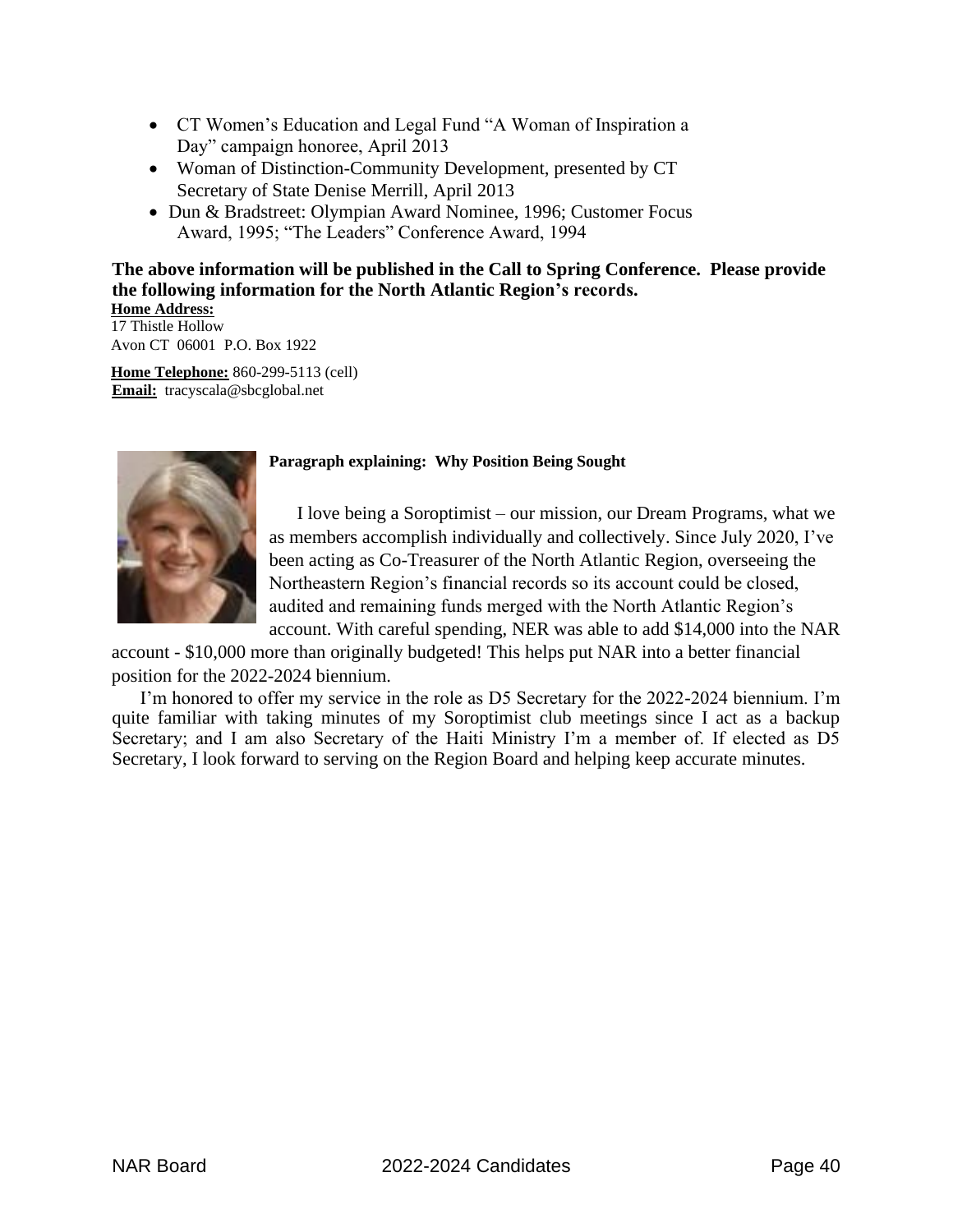- CT Women's Education and Legal Fund "A Woman of Inspiration a Day" campaign honoree, April 2013
- Woman of Distinction-Community Development, presented by CT Secretary of State Denise Merrill, April 2013
- Dun & Bradstreet: Olympian Award Nominee, 1996; Customer Focus Award, 1995; "The Leaders" Conference Award, 1994

**The above information will be published in the Call to Spring Conference. Please provide the following information for the North Atlantic Region's records.**

**Home Address:**
17 Thistle Hollow
Avon CT 06001 P.O. Box 1922

**Home Telephone:** 860-299-5113 (cell)
**Email:** tracyscala@sbcglobal.net

**Paragraph explaining: Why Position Being Sought**

I love being a Soroptimist – our mission, our Dream Programs, what we as members accomplish individually and collectively. Since July 2020, I've been acting as Co-Treasurer of the North Atlantic Region, overseeing the Northeastern Region's financial records so its account could be closed, audited and remaining funds merged with the North Atlantic Region's account. With careful spending, NER was able to add $14,000 into the NAR account - $10,000 more than originally budgeted! This helps put NAR into a better financial position for the 2022-2024 biennium.

I'm honored to offer my service in the role as D5 Secretary for the 2022-2024 biennium. I'm quite familiar with taking minutes of my Soroptimist club meetings since I act as a backup Secretary; and I am also Secretary of the Haiti Ministry I'm a member of. If elected as D5 Secretary, I look forward to serving on the Region Board and helping keep accurate minutes.